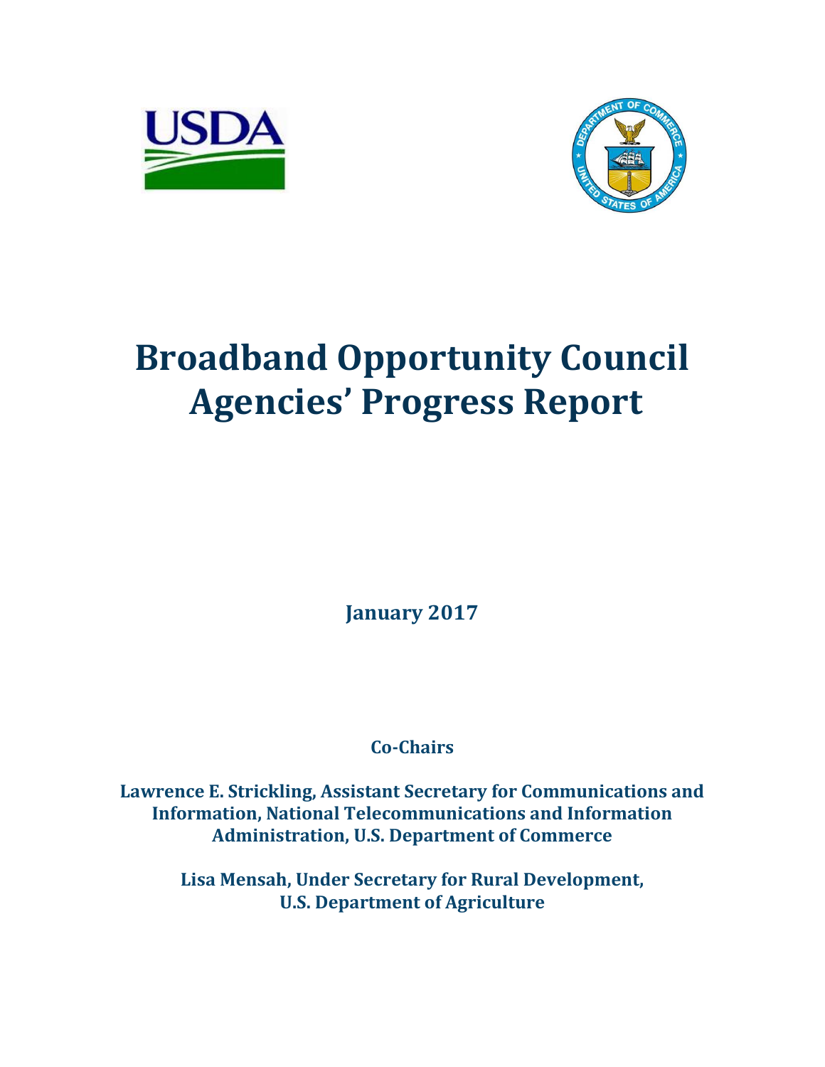# Broadband Opportunity Council Agencies' Progress Report

**January 2017**

**Co-Chairs**

**Lawrence E. Strickling, Assistant Secretary for Communications and Information, National Telecommunications and Information Administration, U.S. Department of Commerce**

**Lisa Mensah, Under Secretary for Rural Development, U.S. Department of Agriculture**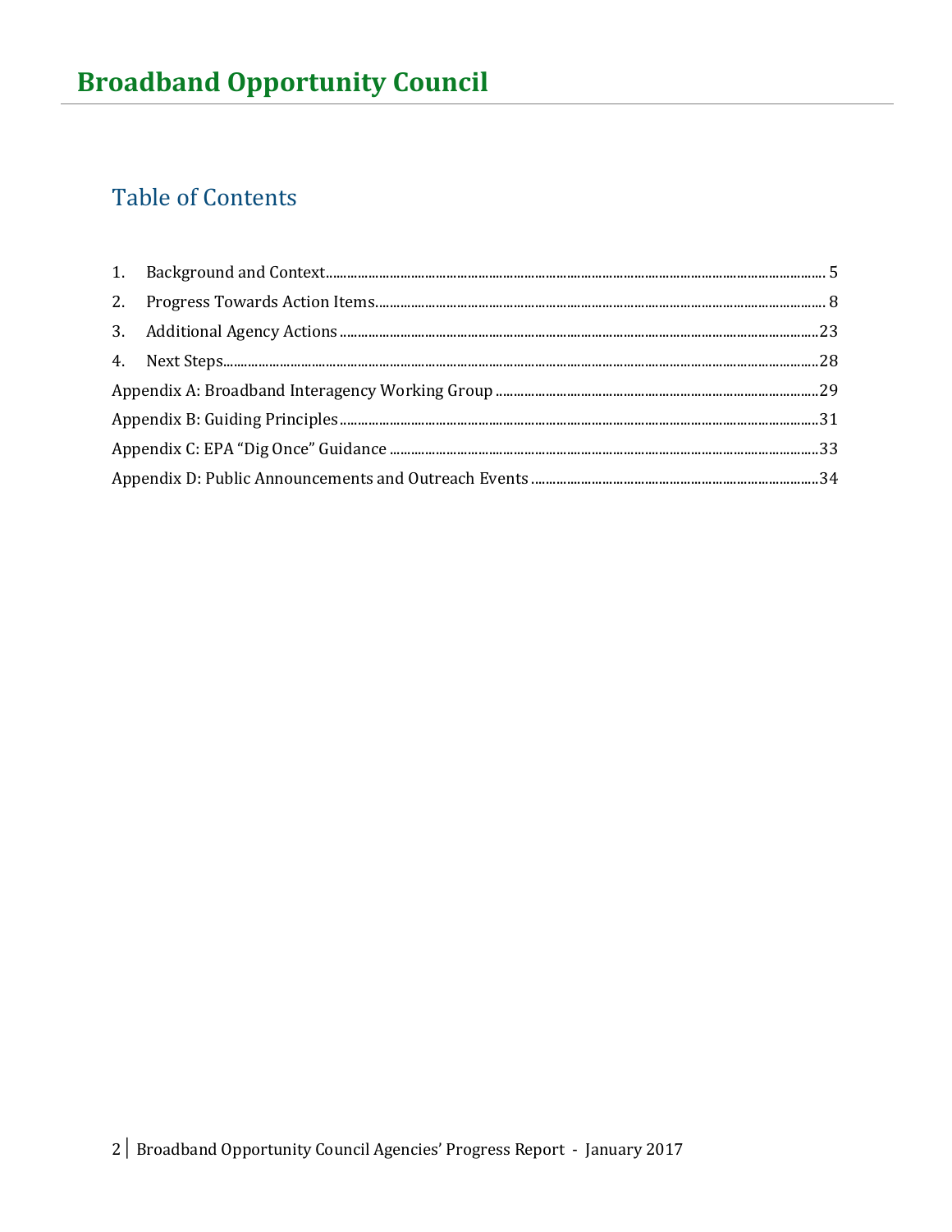# Table of Contents

1. Background and Context ........ 5
2. Progress Towards Action Items ........ 8
3. Additional Agency Actions ........ 23
4. Next Steps ........ 28

Appendix A: Broadband Interagency Working Group ........ 29

Appendix B: Guiding Principles ........ 31

Appendix C: EPA "Dig Once" Guidance ........ 33

Appendix D: Public Announcements and Outreach Events ........ 34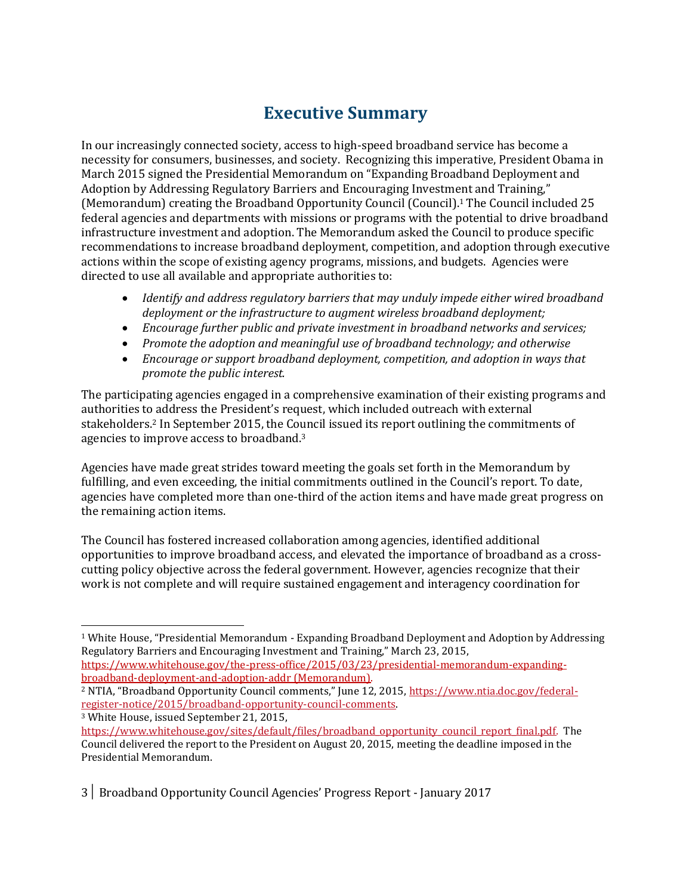# Executive Summary

In our increasingly connected society, access to high-speed broadband service has become a necessity for consumers, businesses, and society. Recognizing this imperative, President Obama in March 2015 signed the Presidential Memorandum on "Expanding Broadband Deployment and Adoption by Addressing Regulatory Barriers and Encouraging Investment and Training," (Memorandum) creating the Broadband Opportunity Council (Council).[1] The Council included 25 federal agencies and departments with missions or programs with the potential to drive broadband infrastructure investment and adoption. The Memorandum asked the Council to produce specific recommendations to increase broadband deployment, competition, and adoption through executive actions within the scope of existing agency programs, missions, and budgets. Agencies were directed to use all available and appropriate authorities to:

- *Identify and address regulatory barriers that may unduly impede either wired broadband deployment or the infrastructure to augment wireless broadband deployment;*
- *Encourage further public and private investment in broadband networks and services;*
- *Promote the adoption and meaningful use of broadband technology; and otherwise*
- *Encourage or support broadband deployment, competition, and adoption in ways that promote the public interest.*

The participating agencies engaged in a comprehensive examination of their existing programs and authorities to address the President's request, which included outreach with external stakeholders.[2] In September 2015, the Council issued its report outlining the commitments of agencies to improve access to broadband.[3]

Agencies have made great strides toward meeting the goals set forth in the Memorandum by fulfilling, and even exceeding, the initial commitments outlined in the Council's report. To date, agencies have completed more than one-third of the action items and have made great progress on the remaining action items.

The Council has fostered increased collaboration among agencies, identified additional opportunities to improve broadband access, and elevated the importance of broadband as a cross-cutting policy objective across the federal government. However, agencies recognize that their work is not complete and will require sustained engagement and interagency coordination for

---

[1] White House, "Presidential Memorandum - Expanding Broadband Deployment and Adoption by Addressing Regulatory Barriers and Encouraging Investment and Training," March 23, 2015, https://www.whitehouse.gov/the-press-office/2015/03/23/presidential-memorandum-expanding-broadband-deployment-and-adoption-addr (Memorandum).

[2] NTIA, "Broadband Opportunity Council comments," June 12, 2015, https://www.ntia.doc.gov/federal-register-notice/2015/broadband-opportunity-council-comments.

[3] White House, issued September 21, 2015, https://www.whitehouse.gov/sites/default/files/broadband_opportunity_council_report_final.pdf. The Council delivered the report to the President on August 20, 2015, meeting the deadline imposed in the Presidential Memorandum.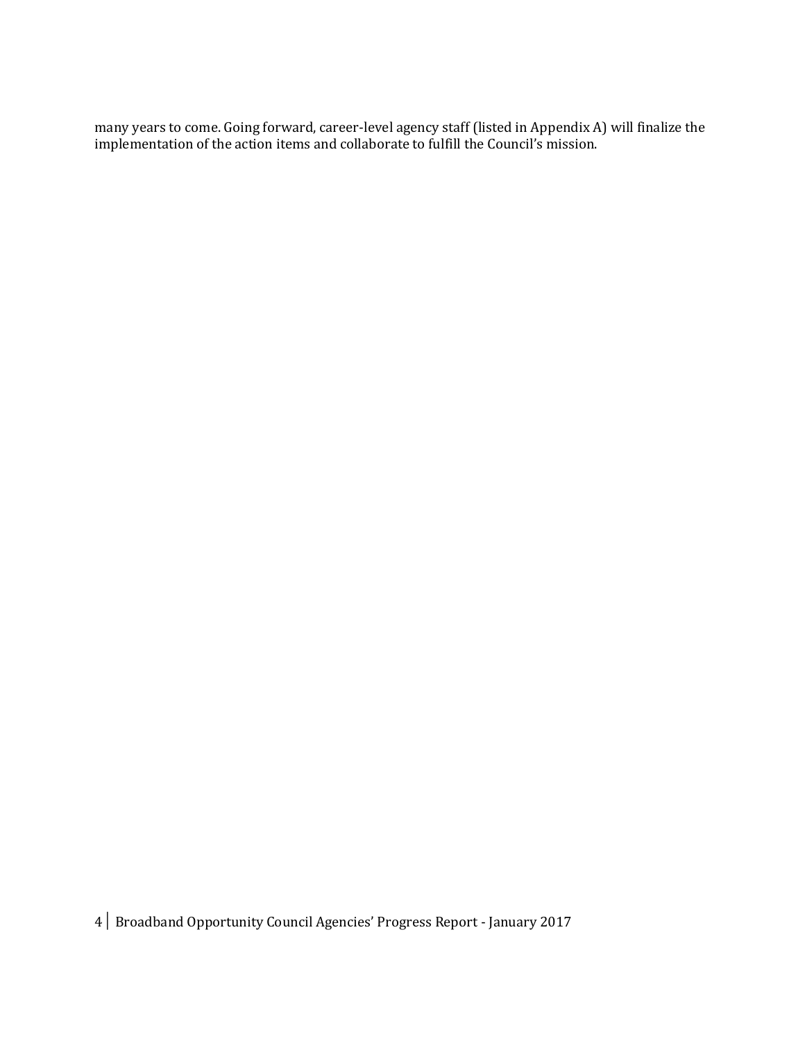many years to come. Going forward, career-level agency staff (listed in Appendix A) will finalize the implementation of the action items and collaborate to fulfill the Council's mission.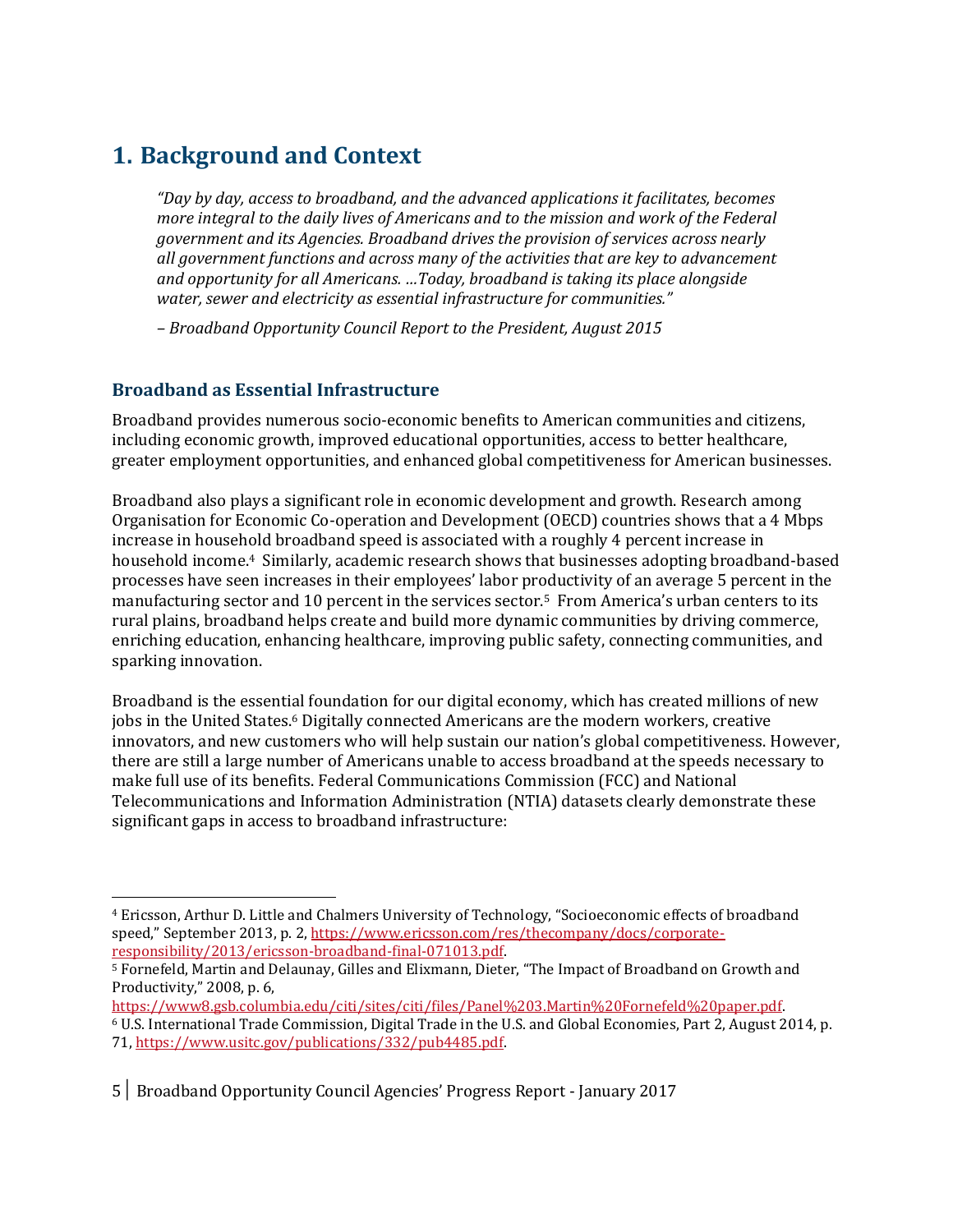# 1. Background and Context

> *"Day by day, access to broadband, and the advanced applications it facilitates, becomes more integral to the daily lives of Americans and to the mission and work of the Federal government and its Agencies. Broadband drives the provision of services across nearly all government functions and across many of the activities that are key to advancement and opportunity for all Americans. …Today, broadband is taking its place alongside water, sewer and electricity as essential infrastructure for communities."*
>
> *– Broadband Opportunity Council Report to the President, August 2015*

## Broadband as Essential Infrastructure

Broadband provides numerous socio-economic benefits to American communities and citizens, including economic growth, improved educational opportunities, access to better healthcare, greater employment opportunities, and enhanced global competitiveness for American businesses.

Broadband also plays a significant role in economic development and growth. Research among Organisation for Economic Co-operation and Development (OECD) countries shows that a 4 Mbps increase in household broadband speed is associated with a roughly 4 percent increase in household income.[4] Similarly, academic research shows that businesses adopting broadband-based processes have seen increases in their employees' labor productivity of an average 5 percent in the manufacturing sector and 10 percent in the services sector.[5] From America's urban centers to its rural plains, broadband helps create and build more dynamic communities by driving commerce, enriching education, enhancing healthcare, improving public safety, connecting communities, and sparking innovation.

Broadband is the essential foundation for our digital economy, which has created millions of new jobs in the United States.[6] Digitally connected Americans are the modern workers, creative innovators, and new customers who will help sustain our nation's global competitiveness. However, there are still a large number of Americans unable to access broadband at the speeds necessary to make full use of its benefits. Federal Communications Commission (FCC) and National Telecommunications and Information Administration (NTIA) datasets clearly demonstrate these significant gaps in access to broadband infrastructure:

---

[4] Ericsson, Arthur D. Little and Chalmers University of Technology, "Socioeconomic effects of broadband speed," September 2013, p. 2, https://www.ericsson.com/res/thecompany/docs/corporate-responsibility/2013/ericsson-broadband-final-071013.pdf.

[5] Fornefeld, Martin and Delaunay, Gilles and Elixmann, Dieter, "The Impact of Broadband on Growth and Productivity," 2008, p. 6, https://www8.gsb.columbia.edu/citi/sites/citi/files/Panel%203.Martin%20Fornefeld%20paper.pdf.

[6] U.S. International Trade Commission, Digital Trade in the U.S. and Global Economies, Part 2, August 2014, p. 71, https://www.usitc.gov/publications/332/pub4485.pdf.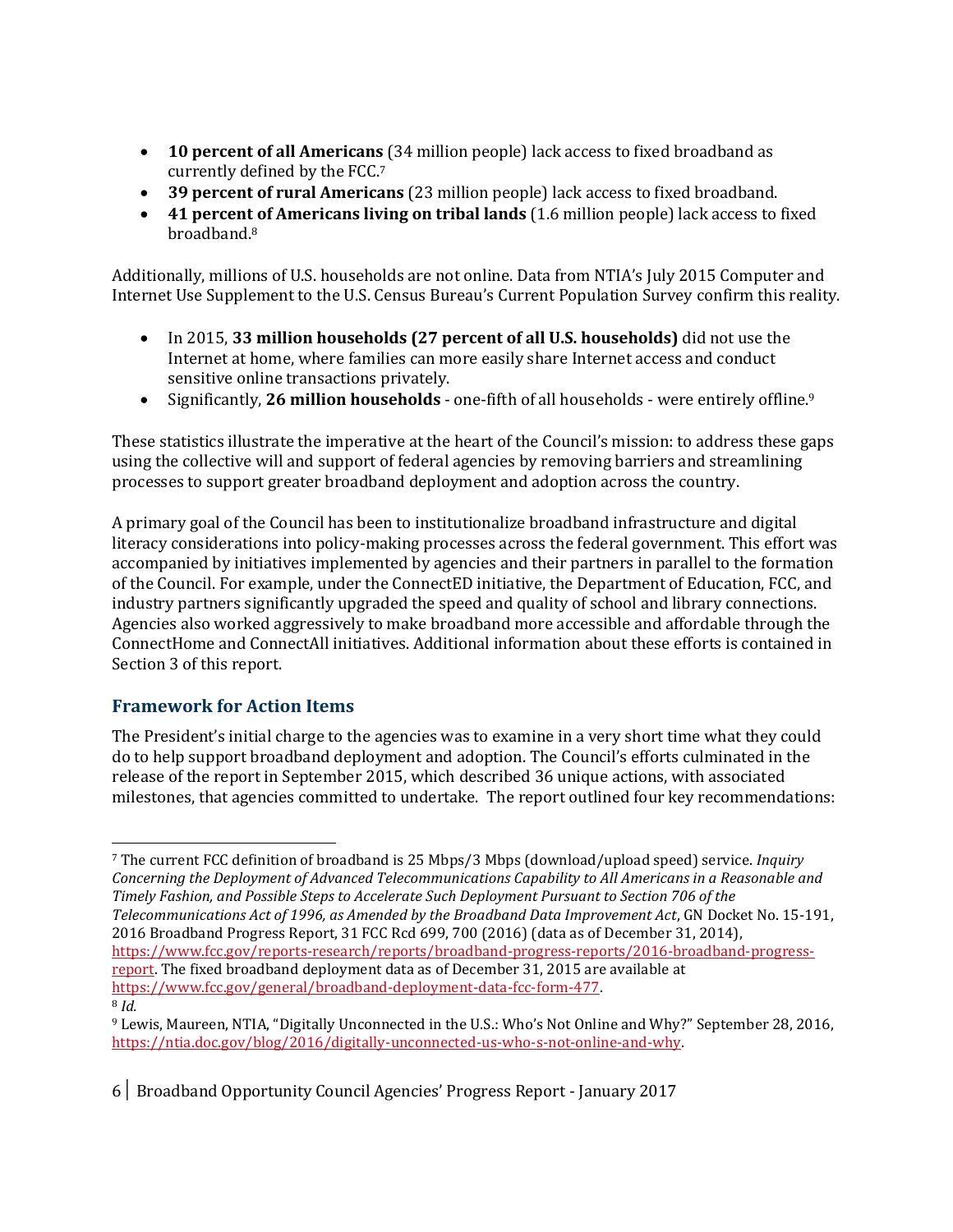- **10 percent of all Americans** (34 million people) lack access to fixed broadband as currently defined by the FCC.[7]
- **39 percent of rural Americans** (23 million people) lack access to fixed broadband.
- **41 percent of Americans living on tribal lands** (1.6 million people) lack access to fixed broadband.[8]

Additionally, millions of U.S. households are not online. Data from NTIA's July 2015 Computer and Internet Use Supplement to the U.S. Census Bureau's Current Population Survey confirm this reality.

- In 2015, **33 million households (27 percent of all U.S. households)** did not use the Internet at home, where families can more easily share Internet access and conduct sensitive online transactions privately.
- Significantly, **26 million households** - one-fifth of all households - were entirely offline.[9]

These statistics illustrate the imperative at the heart of the Council's mission: to address these gaps using the collective will and support of federal agencies by removing barriers and streamlining processes to support greater broadband deployment and adoption across the country.

A primary goal of the Council has been to institutionalize broadband infrastructure and digital literacy considerations into policy-making processes across the federal government. This effort was accompanied by initiatives implemented by agencies and their partners in parallel to the formation of the Council. For example, under the ConnectED initiative, the Department of Education, FCC, and industry partners significantly upgraded the speed and quality of school and library connections. Agencies also worked aggressively to make broadband more accessible and affordable through the ConnectHome and ConnectAll initiatives. Additional information about these efforts is contained in Section 3 of this report.

## Framework for Action Items

The President's initial charge to the agencies was to examine in a very short time what they could do to help support broadband deployment and adoption. The Council's efforts culminated in the release of the report in September 2015, which described 36 unique actions, with associated milestones, that agencies committed to undertake. The report outlined four key recommendations:

---

[7] The current FCC definition of broadband is 25 Mbps/3 Mbps (download/upload speed) service. *Inquiry Concerning the Deployment of Advanced Telecommunications Capability to All Americans in a Reasonable and Timely Fashion, and Possible Steps to Accelerate Such Deployment Pursuant to Section 706 of the Telecommunications Act of 1996, as Amended by the Broadband Data Improvement Act*, GN Docket No. 15-191, 2016 Broadband Progress Report, 31 FCC Rcd 699, 700 (2016) (data as of December 31, 2014), https://www.fcc.gov/reports-research/reports/broadband-progress-reports/2016-broadband-progress-report. The fixed broadband deployment data as of December 31, 2015 are available at https://www.fcc.gov/general/broadband-deployment-data-fcc-form-477.

[8] *Id.*

[9] Lewis, Maureen, NTIA, "Digitally Unconnected in the U.S.: Who's Not Online and Why?" September 28, 2016, https://ntia.doc.gov/blog/2016/digitally-unconnected-us-who-s-not-online-and-why.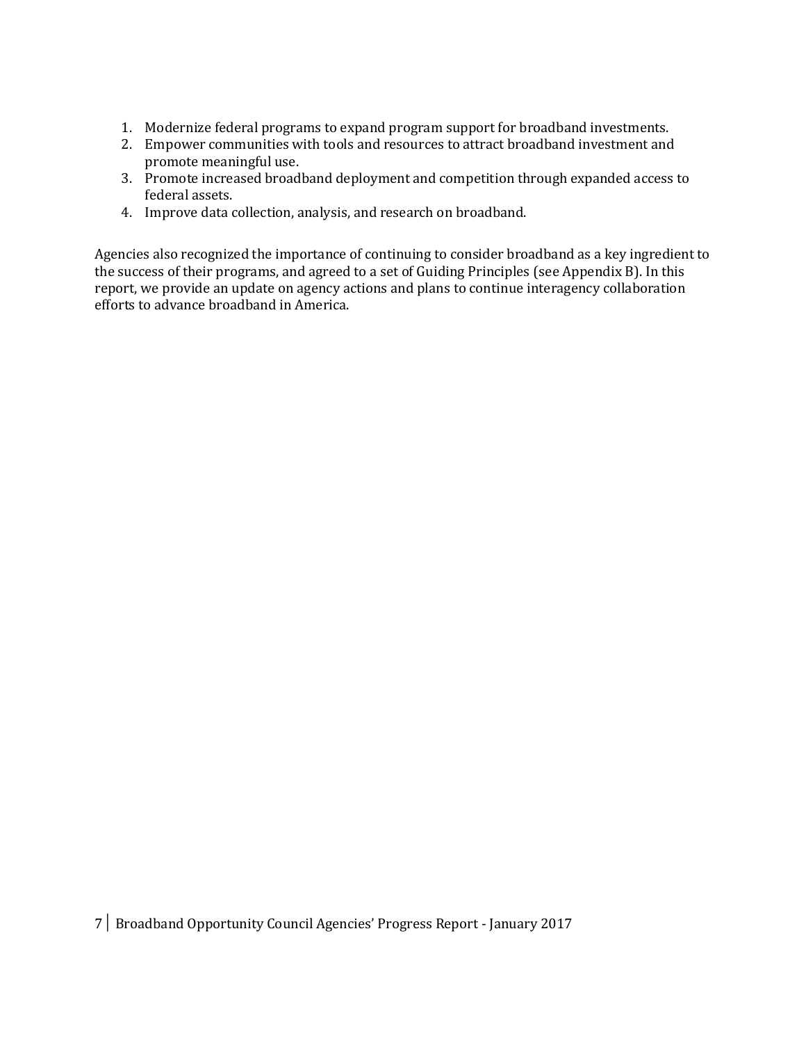1. Modernize federal programs to expand program support for broadband investments.
2. Empower communities with tools and resources to attract broadband investment and promote meaningful use.
3. Promote increased broadband deployment and competition through expanded access to federal assets.
4. Improve data collection, analysis, and research on broadband.

Agencies also recognized the importance of continuing to consider broadband as a key ingredient to the success of their programs, and agreed to a set of Guiding Principles (see Appendix B). In this report, we provide an update on agency actions and plans to continue interagency collaboration efforts to advance broadband in America.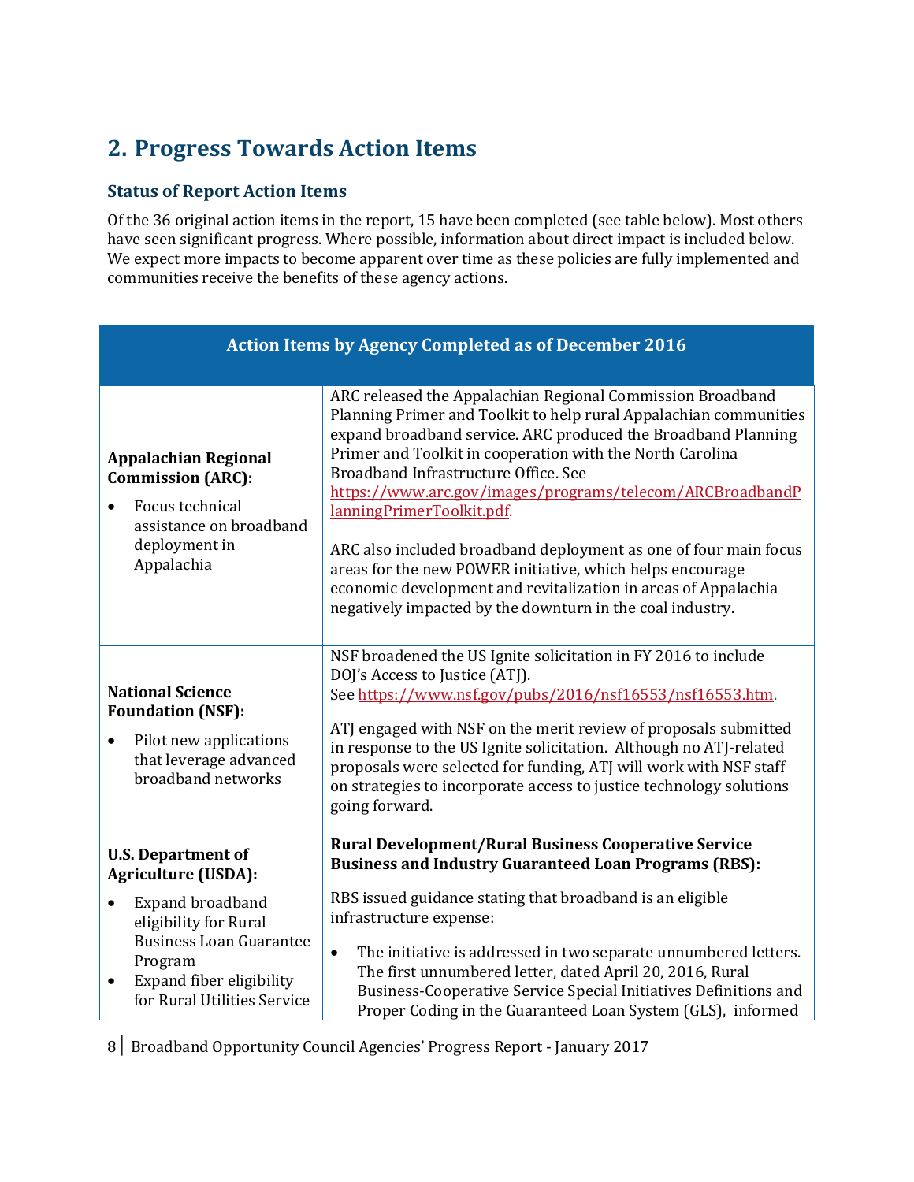## 2. Progress Towards Action Items

### Status of Report Action Items

Of the 36 original action items in the report, 15 have been completed (see table below). Most others have seen significant progress. Where possible, information about direct impact is included below. We expect more impacts to become apparent over time as these policies are fully implemented and communities receive the benefits of these agency actions.

| Action Items by Agency Completed as of December 2016 | |
|---|---|
| **Appalachian Regional Commission (ARC):**<br>• Focus technical assistance on broadband deployment in Appalachia | ARC released the Appalachian Regional Commission Broadband Planning Primer and Toolkit to help rural Appalachian communities expand broadband service. ARC produced the Broadband Planning Primer and Toolkit in cooperation with the North Carolina Broadband Infrastructure Office. See https://www.arc.gov/images/programs/telecom/ARCBroadbandPlanningPrimerToolkit.pdf.<br><br>ARC also included broadband deployment as one of four main focus areas for the new POWER initiative, which helps encourage economic development and revitalization in areas of Appalachia negatively impacted by the downturn in the coal industry. |
| **National Science Foundation (NSF):**<br>• Pilot new applications that leverage advanced broadband networks | NSF broadened the US Ignite solicitation in FY 2016 to include DOJ's Access to Justice (ATJ).<br>See https://www.nsf.gov/pubs/2016/nsf16553/nsf16553.htm.<br><br>ATJ engaged with NSF on the merit review of proposals submitted in response to the US Ignite solicitation. Although no ATJ-related proposals were selected for funding, ATJ will work with NSF staff on strategies to incorporate access to justice technology solutions going forward. |
| **U.S. Department of Agriculture (USDA):**<br>• Expand broadband eligibility for Rural Business Loan Guarantee Program<br>• Expand fiber eligibility for Rural Utilities Service | **Rural Development/Rural Business Cooperative Service Business and Industry Guaranteed Loan Programs (RBS):**<br><br>RBS issued guidance stating that broadband is an eligible infrastructure expense:<br><br>• The initiative is addressed in two separate unnumbered letters. The first unnumbered letter, dated April 20, 2016, Rural Business-Cooperative Service Special Initiatives Definitions and Proper Coding in the Guaranteed Loan System (GLS), informed |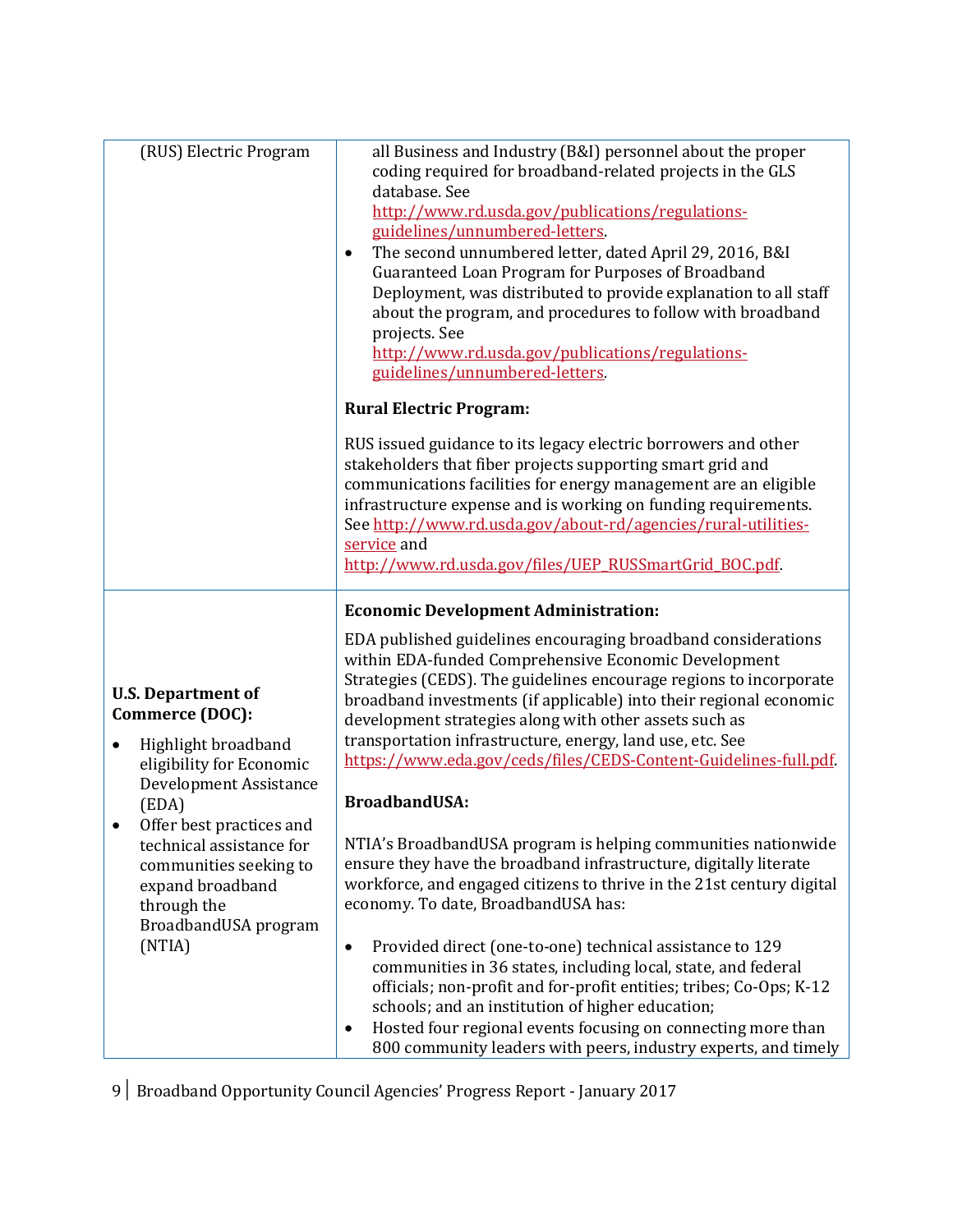| | |
|---|---|
| (RUS) Electric Program | all Business and Industry (B&I) personnel about the proper coding required for broadband-related projects in the GLS database. See http://www.rd.usda.gov/publications/regulations-guidelines/unnumbered-letters.<br>• The second unnumbered letter, dated April 29, 2016, B&I Guaranteed Loan Program for Purposes of Broadband Deployment, was distributed to provide explanation to all staff about the program, and procedures to follow with broadband projects. See http://www.rd.usda.gov/publications/regulations-guidelines/unnumbered-letters.<br><br>**Rural Electric Program:**<br><br>RUS issued guidance to its legacy electric borrowers and other stakeholders that fiber projects supporting smart grid and communications facilities for energy management are an eligible infrastructure expense and is working on funding requirements. See http://www.rd.usda.gov/about-rd/agencies/rural-utilities-service and http://www.rd.usda.gov/files/UEP_RUSSmartGrid_BOC.pdf. |
| **U.S. Department of Commerce (DOC):**<br>• Highlight broadband eligibility for Economic Development Assistance (EDA)<br>• Offer best practices and technical assistance for communities seeking to expand broadband through the BroadbandUSA program (NTIA) | **Economic Development Administration:**<br><br>EDA published guidelines encouraging broadband considerations within EDA-funded Comprehensive Economic Development Strategies (CEDS). The guidelines encourage regions to incorporate broadband investments (if applicable) into their regional economic development strategies along with other assets such as transportation infrastructure, energy, land use, etc. See https://www.eda.gov/ceds/files/CEDS-Content-Guidelines-full.pdf.<br><br>**BroadbandUSA:**<br><br>NTIA's BroadbandUSA program is helping communities nationwide ensure they have the broadband infrastructure, digitally literate workforce, and engaged citizens to thrive in the 21st century digital economy. To date, BroadbandUSA has:<br><br>• Provided direct (one-to-one) technical assistance to 129 communities in 36 states, including local, state, and federal officials; non-profit and for-profit entities; tribes; Co-Ops; K-12 schools; and an institution of higher education;<br>• Hosted four regional events focusing on connecting more than 800 community leaders with peers, industry experts, and timely |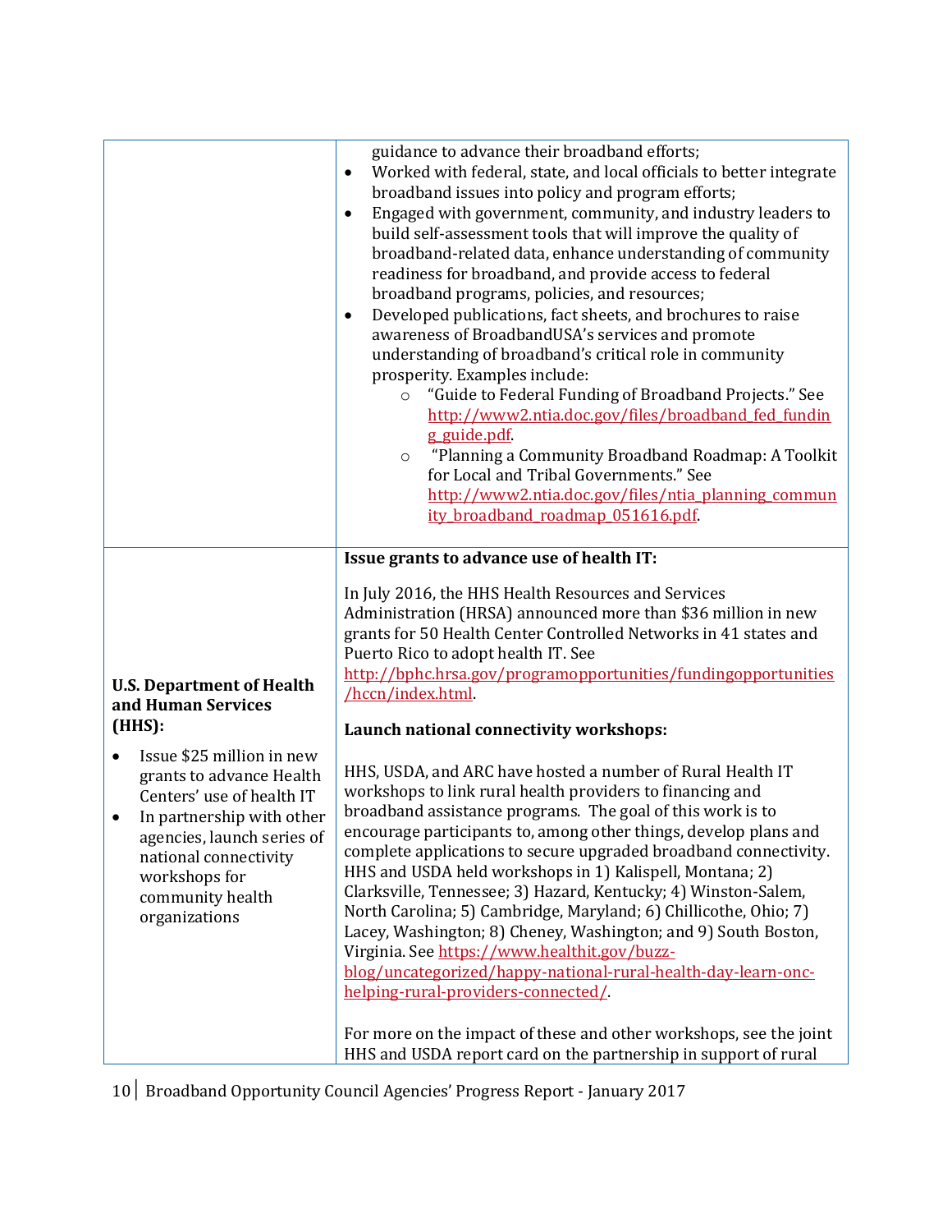| | |
|---|---|
| | guidance to advance their broadband efforts;<br>• Worked with federal, state, and local officials to better integrate broadband issues into policy and program efforts;<br>• Engaged with government, community, and industry leaders to build self-assessment tools that will improve the quality of broadband-related data, enhance understanding of community readiness for broadband, and provide access to federal broadband programs, policies, and resources;<br>• Developed publications, fact sheets, and brochures to raise awareness of BroadbandUSA's services and promote understanding of broadband's critical role in community prosperity. Examples include:<br>  ○ "Guide to Federal Funding of Broadband Projects." See http://www2.ntia.doc.gov/files/broadband_fed_funding_guide.pdf.<br>  ○ "Planning a Community Broadband Roadmap: A Toolkit for Local and Tribal Governments." See http://www2.ntia.doc.gov/files/ntia_planning_community_broadband_roadmap_051616.pdf. |
| **U.S. Department of Health and Human Services (HHS):**<br>• Issue $25 million in new grants to advance Health Centers' use of health IT<br>• In partnership with other agencies, launch series of national connectivity workshops for community health organizations | **Issue grants to advance use of health IT:**<br><br>In July 2016, the HHS Health Resources and Services Administration (HRSA) announced more than $36 million in new grants for 50 Health Center Controlled Networks in 41 states and Puerto Rico to adopt health IT. See http://bphc.hrsa.gov/programopportunities/fundingopportunities/hccn/index.html.<br><br>**Launch national connectivity workshops:**<br><br>HHS, USDA, and ARC have hosted a number of Rural Health IT workshops to link rural health providers to financing and broadband assistance programs. The goal of this work is to encourage participants to, among other things, develop plans and complete applications to secure upgraded broadband connectivity. HHS and USDA held workshops in 1) Kalispell, Montana; 2) Clarksville, Tennessee; 3) Hazard, Kentucky; 4) Winston-Salem, North Carolina; 5) Cambridge, Maryland; 6) Chillicothe, Ohio; 7) Lacey, Washington; 8) Cheney, Washington; and 9) South Boston, Virginia. See https://www.healthit.gov/buzz-blog/uncategorized/happy-national-rural-health-day-learn-onc-helping-rural-providers-connected/.<br><br>For more on the impact of these and other workshops, see the joint HHS and USDA report card on the partnership in support of rural |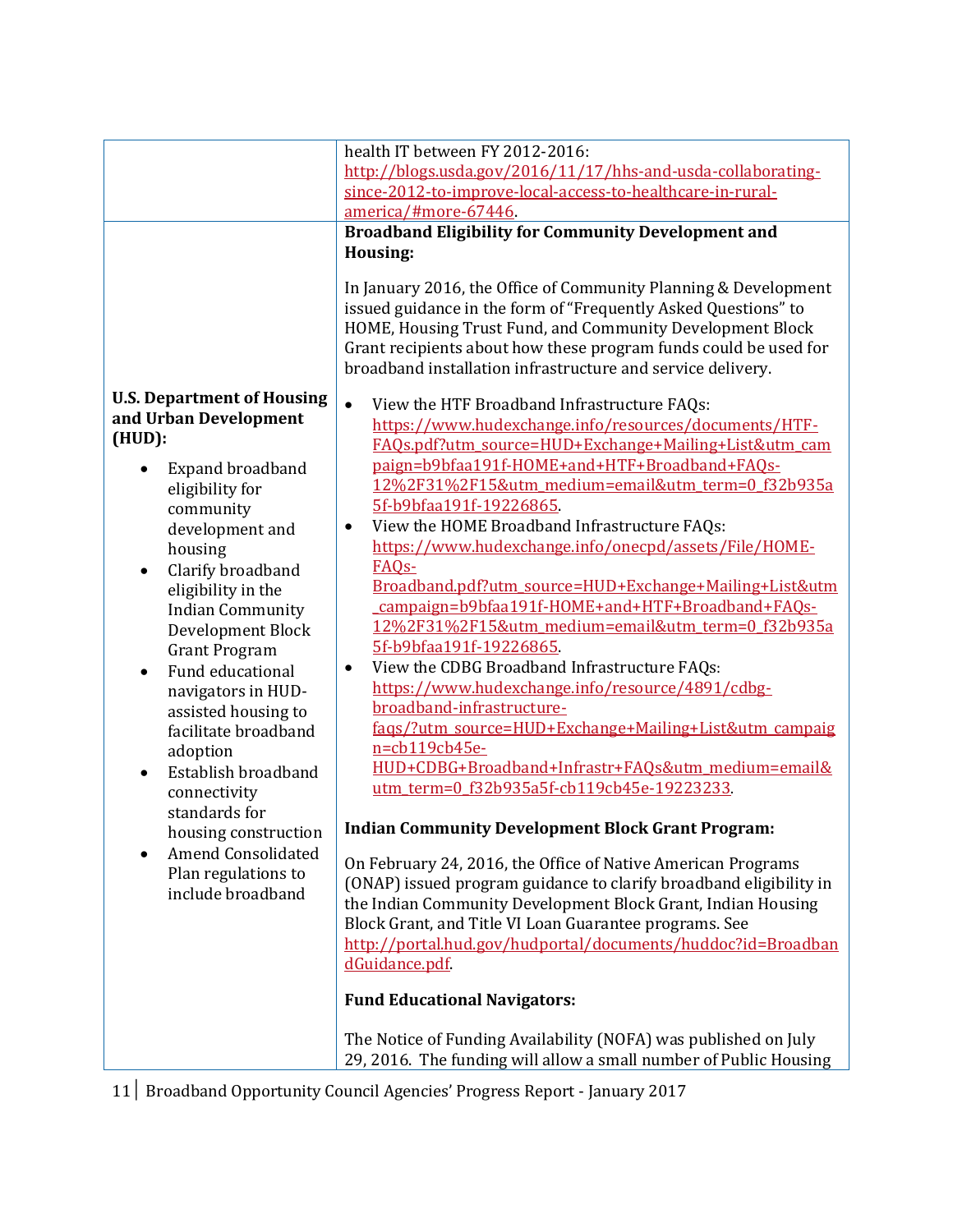| | |
|---|---|
| | health IT between FY 2012-2016: http://blogs.usda.gov/2016/11/17/hhs-and-usda-collaborating-since-2012-to-improve-local-access-to-healthcare-in-rural-america/#more-67446. |
| **U.S. Department of Housing and Urban Development (HUD):**<br><br>• Expand broadband eligibility for community development and housing<br>• Clarify broadband eligibility in the Indian Community Development Block Grant Program<br>• Fund educational navigators in HUD-assisted housing to facilitate broadband adoption<br>• Establish broadband connectivity standards for housing construction<br>• Amend Consolidated Plan regulations to include broadband | **Broadband Eligibility for Community Development and Housing:**<br><br>In January 2016, the Office of Community Planning & Development issued guidance in the form of "Frequently Asked Questions" to HOME, Housing Trust Fund, and Community Development Block Grant recipients about how these program funds could be used for broadband installation infrastructure and service delivery.<br><br>• View the HTF Broadband Infrastructure FAQs: https://www.hudexchange.info/resources/documents/HTF-FAQs.pdf?utm_source=HUD+Exchange+Mailing+List&utm_campaign=b9bfaa191f-HOME+and+HTF+Broadband+FAQs-12%2F31%2F15&utm_medium=email&utm_term=0_f32b935a5f-b9bfaa191f-19226865.<br>• View the HOME Broadband Infrastructure FAQs: https://www.hudexchange.info/onecpd/assets/File/HOME-FAQs-Broadband.pdf?utm_source=HUD+Exchange+Mailing+List&utm_campaign=b9bfaa191f-HOME+and+HTF+Broadband+FAQs-12%2F31%2F15&utm_medium=email&utm_term=0_f32b935a5f-b9bfaa191f-19226865.<br>• View the CDBG Broadband Infrastructure FAQs: https://www.hudexchange.info/resource/4891/cdbg-broadband-infrastructure-faqs/?utm_source=HUD+Exchange+Mailing+List&utm_campaign=cb119cb45e-HUD+CDBG+Broadband+Infrastr+FAQs&utm_medium=email&utm_term=0_f32b935a5f-cb119cb45e-19223233.<br><br>**Indian Community Development Block Grant Program:**<br><br>On February 24, 2016, the Office of Native American Programs (ONAP) issued program guidance to clarify broadband eligibility in the Indian Community Development Block Grant, Indian Housing Block Grant, and Title VI Loan Guarantee programs. See http://portal.hud.gov/hudportal/documents/huddoc?id=BroadbandGuidance.pdf.<br><br>**Fund Educational Navigators:**<br><br>The Notice of Funding Availability (NOFA) was published on July 29, 2016. The funding will allow a small number of Public Housing |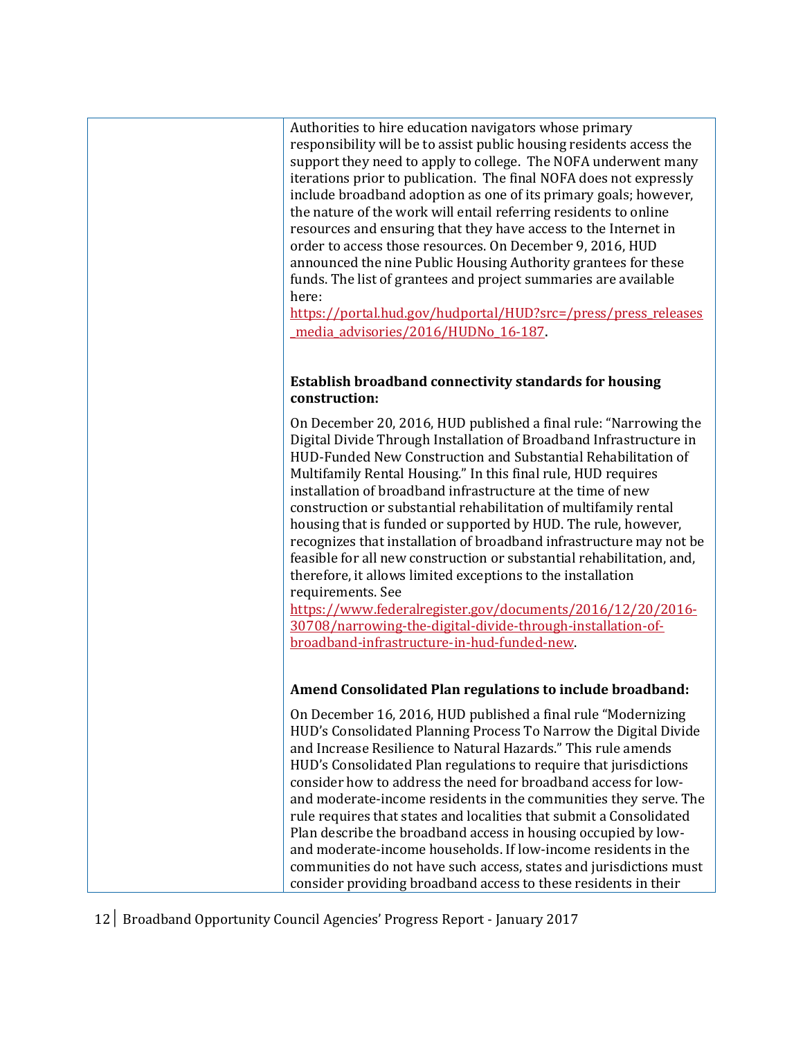| | |
|---|---|
| | Authorities to hire education navigators whose primary responsibility will be to assist public housing residents access the support they need to apply to college. The NOFA underwent many iterations prior to publication. The final NOFA does not expressly include broadband adoption as one of its primary goals; however, the nature of the work will entail referring residents to online resources and ensuring that they have access to the Internet in order to access those resources. On December 9, 2016, HUD announced the nine Public Housing Authority grantees for these funds. The list of grantees and project summaries are available here: https://portal.hud.gov/hudportal/HUD?src=/press/press_releases_media_advisories/2016/HUDNo_16-187.<br><br>**Establish broadband connectivity standards for housing construction:**<br><br>On December 20, 2016, HUD published a final rule: "Narrowing the Digital Divide Through Installation of Broadband Infrastructure in HUD-Funded New Construction and Substantial Rehabilitation of Multifamily Rental Housing." In this final rule, HUD requires installation of broadband infrastructure at the time of new construction or substantial rehabilitation of multifamily rental housing that is funded or supported by HUD. The rule, however, recognizes that installation of broadband infrastructure may not be feasible for all new construction or substantial rehabilitation, and, therefore, it allows limited exceptions to the installation requirements. See https://www.federalregister.gov/documents/2016/12/20/2016-30708/narrowing-the-digital-divide-through-installation-of-broadband-infrastructure-in-hud-funded-new.<br><br>**Amend Consolidated Plan regulations to include broadband:**<br><br>On December 16, 2016, HUD published a final rule "Modernizing HUD's Consolidated Planning Process To Narrow the Digital Divide and Increase Resilience to Natural Hazards." This rule amends HUD's Consolidated Plan regulations to require that jurisdictions consider how to address the need for broadband access for low- and moderate-income residents in the communities they serve. The rule requires that states and localities that submit a Consolidated Plan describe the broadband access in housing occupied by low- and moderate-income households. If low-income residents in the communities do not have such access, states and jurisdictions must consider providing broadband access to these residents in their |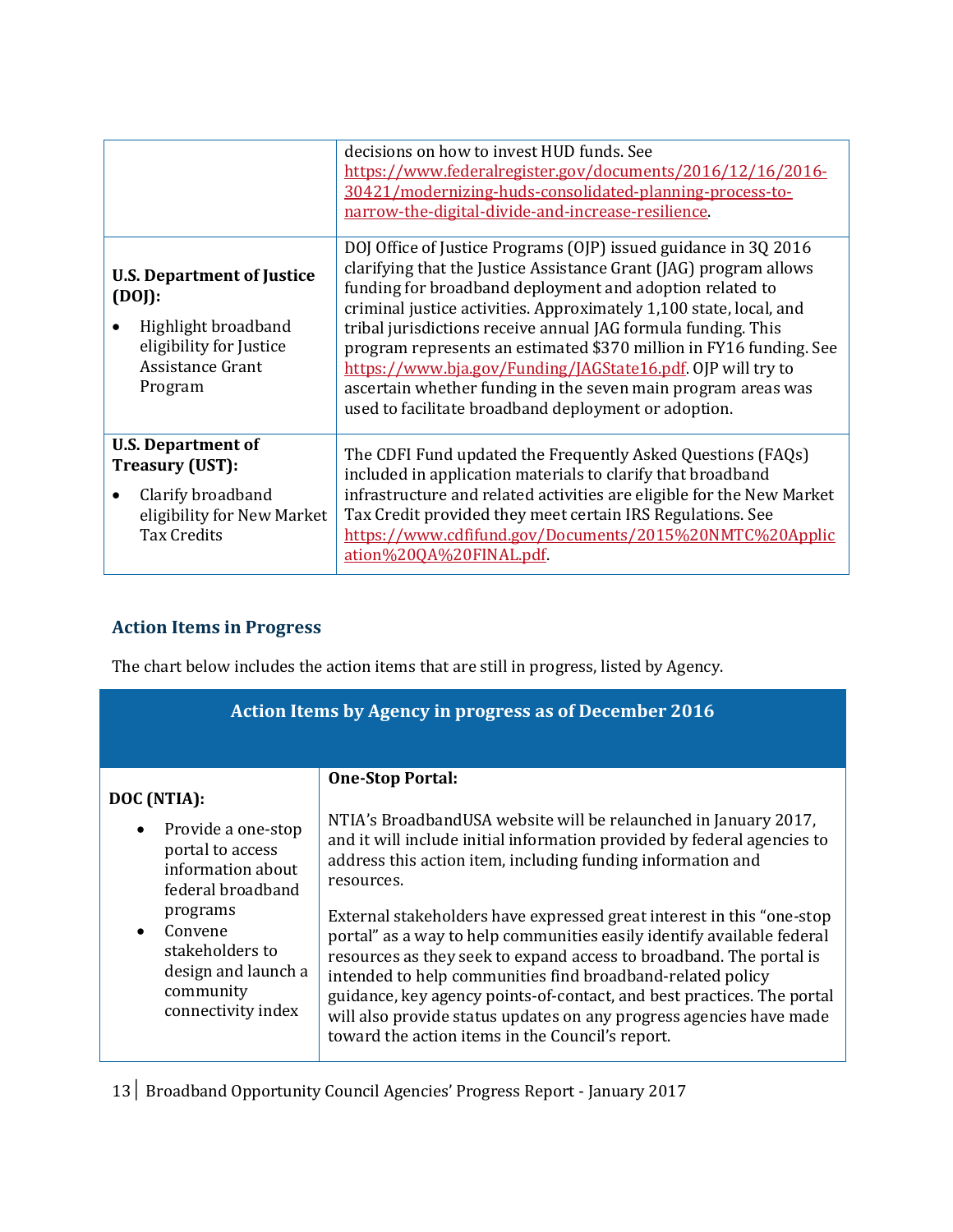| | |
|---|---|
| | decisions on how to invest HUD funds. See https://www.federalregister.gov/documents/2016/12/16/2016-30421/modernizing-huds-consolidated-planning-process-to-narrow-the-digital-divide-and-increase-resilience. |
| **U.S. Department of Justice (DOJ):**<br>• Highlight broadband eligibility for Justice Assistance Grant Program | DOJ Office of Justice Programs (OJP) issued guidance in 3Q 2016 clarifying that the Justice Assistance Grant (JAG) program allows funding for broadband deployment and adoption related to criminal justice activities. Approximately 1,100 state, local, and tribal jurisdictions receive annual JAG formula funding. This program represents an estimated $370 million in FY16 funding. See https://www.bja.gov/Funding/JAGState16.pdf. OJP will try to ascertain whether funding in the seven main program areas was used to facilitate broadband deployment or adoption. |
| **U.S. Department of Treasury (UST):**<br>• Clarify broadband eligibility for New Market Tax Credits | The CDFI Fund updated the Frequently Asked Questions (FAQs) included in application materials to clarify that broadband infrastructure and related activities are eligible for the New Market Tax Credit provided they meet certain IRS Regulations. See https://www.cdfifund.gov/Documents/2015%20NMTC%20Application%20QA%20FINAL.pdf. |

### Action Items in Progress

The chart below includes the action items that are still in progress, listed by Agency.

| Action Items by Agency in progress as of December 2016 | |
|---|---|
| **DOC (NTIA):**<br>• Provide a one-stop portal to access information about federal broadband programs<br>• Convene stakeholders to design and launch a community connectivity index | **One-Stop Portal:**<br><br>NTIA's BroadbandUSA website will be relaunched in January 2017, and it will include initial information provided by federal agencies to address this action item, including funding information and resources.<br><br>External stakeholders have expressed great interest in this "one-stop portal" as a way to help communities easily identify available federal resources as they seek to expand access to broadband. The portal is intended to help communities find broadband-related policy guidance, key agency points-of-contact, and best practices. The portal will also provide status updates on any progress agencies have made toward the action items in the Council's report. |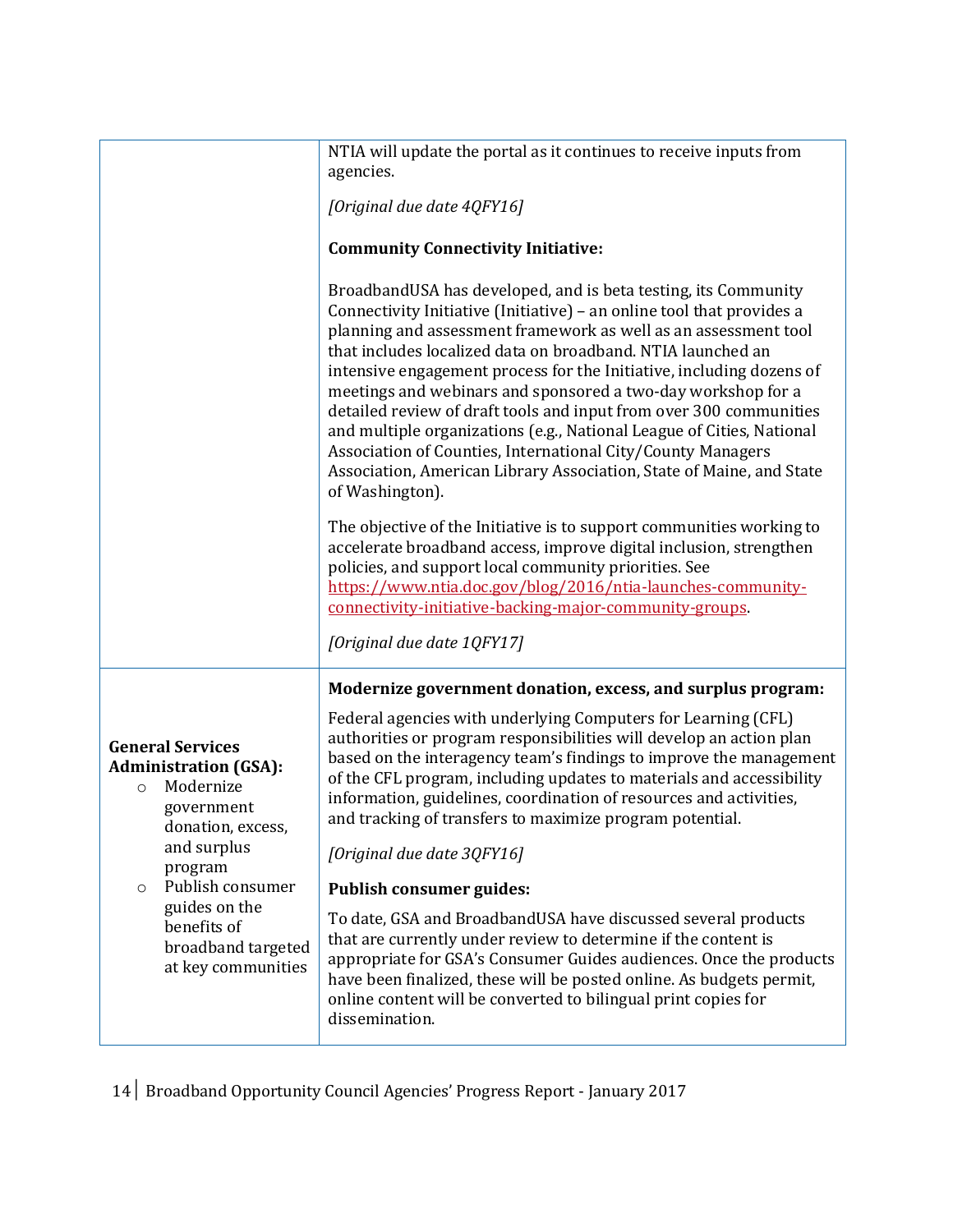| | |
|---|---|
| | NTIA will update the portal as it continues to receive inputs from agencies.<br><br>*[Original due date 4QFY16]*<br><br>**Community Connectivity Initiative:**<br><br>BroadbandUSA has developed, and is beta testing, its Community Connectivity Initiative (Initiative) – an online tool that provides a planning and assessment framework as well as an assessment tool that includes localized data on broadband. NTIA launched an intensive engagement process for the Initiative, including dozens of meetings and webinars and sponsored a two-day workshop for a detailed review of draft tools and input from over 300 communities and multiple organizations (e.g., National League of Cities, National Association of Counties, International City/County Managers Association, American Library Association, State of Maine, and State of Washington).<br><br>The objective of the Initiative is to support communities working to accelerate broadband access, improve digital inclusion, strengthen policies, and support local community priorities. See [https://www.ntia.doc.gov/blog/2016/ntia-launches-community-connectivity-initiative-backing-major-community-groups](https://www.ntia.doc.gov/blog/2016/ntia-launches-community-connectivity-initiative-backing-major-community-groups).<br><br>*[Original due date 1QFY17]* |
| **General Services Administration (GSA):**<br>○ Modernize government donation, excess, and surplus program<br>○ Publish consumer guides on the benefits of broadband targeted at key communities | **Modernize government donation, excess, and surplus program:**<br><br>Federal agencies with underlying Computers for Learning (CFL) authorities or program responsibilities will develop an action plan based on the interagency team's findings to improve the management of the CFL program, including updates to materials and accessibility information, guidelines, coordination of resources and activities, and tracking of transfers to maximize program potential.<br><br>*[Original due date 3QFY16]*<br><br>**Publish consumer guides:**<br><br>To date, GSA and BroadbandUSA have discussed several products that are currently under review to determine if the content is appropriate for GSA's Consumer Guides audiences. Once the products have been finalized, these will be posted online. As budgets permit, online content will be converted to bilingual print copies for dissemination. |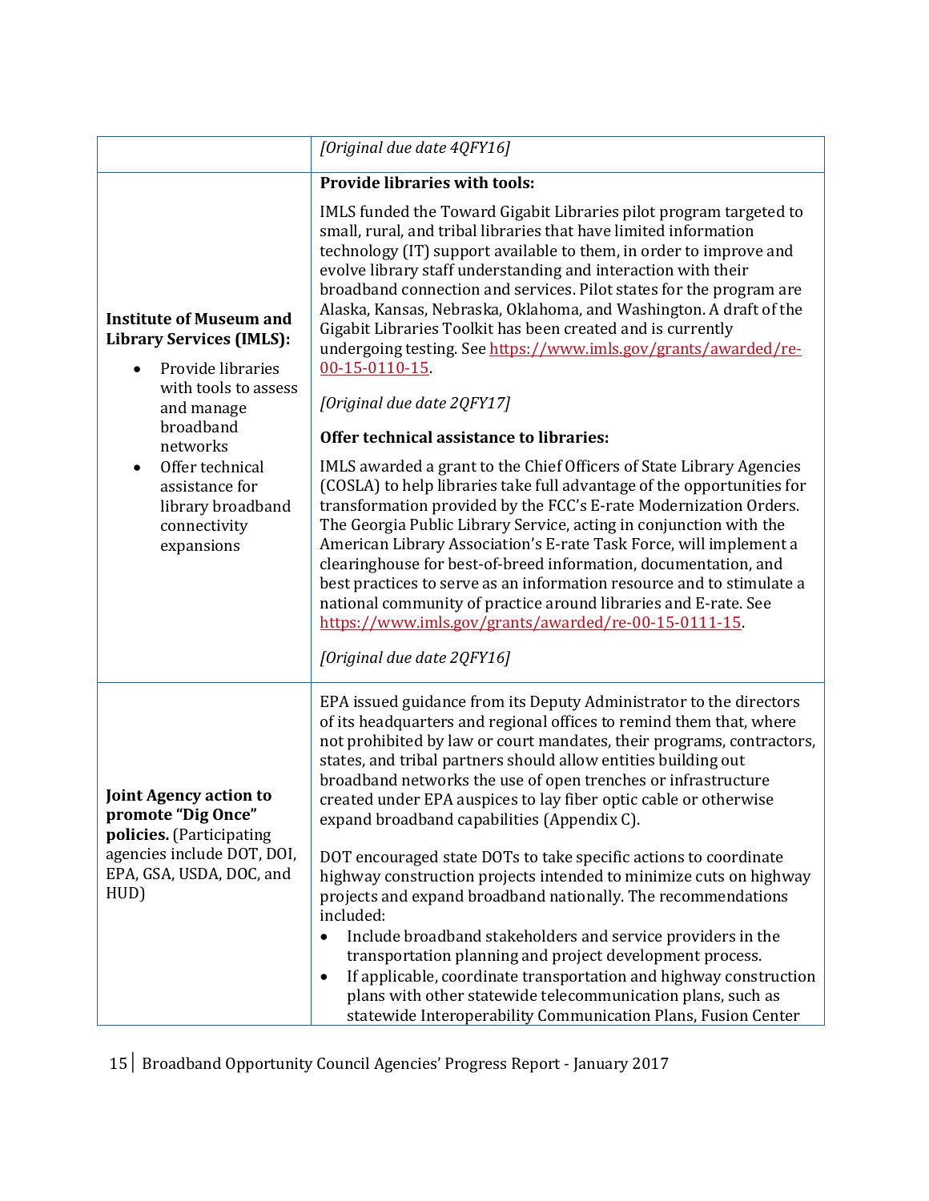| | |
|---|---|
| | *[Original due date 4QFY16]* |
| **Institute of Museum and Library Services (IMLS):**<br>• Provide libraries with tools to assess and manage broadband networks<br>• Offer technical assistance for library broadband connectivity expansions | **Provide libraries with tools:**<br><br>IMLS funded the Toward Gigabit Libraries pilot program targeted to small, rural, and tribal libraries that have limited information technology (IT) support available to them, in order to improve and evolve library staff understanding and interaction with their broadband connection and services. Pilot states for the program are Alaska, Kansas, Nebraska, Oklahoma, and Washington. A draft of the Gigabit Libraries Toolkit has been created and is currently undergoing testing. See https://www.imls.gov/grants/awarded/re-00-15-0110-15.<br><br>*[Original due date 2QFY17]*<br><br>**Offer technical assistance to libraries:**<br><br>IMLS awarded a grant to the Chief Officers of State Library Agencies (COSLA) to help libraries take full advantage of the opportunities for transformation provided by the FCC's E-rate Modernization Orders. The Georgia Public Library Service, acting in conjunction with the American Library Association's E-rate Task Force, will implement a clearinghouse for best-of-breed information, documentation, and best practices to serve as an information resource and to stimulate a national community of practice around libraries and E-rate. See https://www.imls.gov/grants/awarded/re-00-15-0111-15.<br><br>*[Original due date 2QFY16]* |
| **Joint Agency action to promote "Dig Once" policies.** (Participating agencies include DOT, DOI, EPA, GSA, USDA, DOC, and HUD) | EPA issued guidance from its Deputy Administrator to the directors of its headquarters and regional offices to remind them that, where not prohibited by law or court mandates, their programs, contractors, states, and tribal partners should allow entities building out broadband networks the use of open trenches or infrastructure created under EPA auspices to lay fiber optic cable or otherwise expand broadband capabilities (Appendix C).<br><br>DOT encouraged state DOTs to take specific actions to coordinate highway construction projects intended to minimize cuts on highway projects and expand broadband nationally. The recommendations included:<br>• Include broadband stakeholders and service providers in the transportation planning and project development process.<br>• If applicable, coordinate transportation and highway construction plans with other statewide telecommunication plans, such as statewide Interoperability Communication Plans, Fusion Center |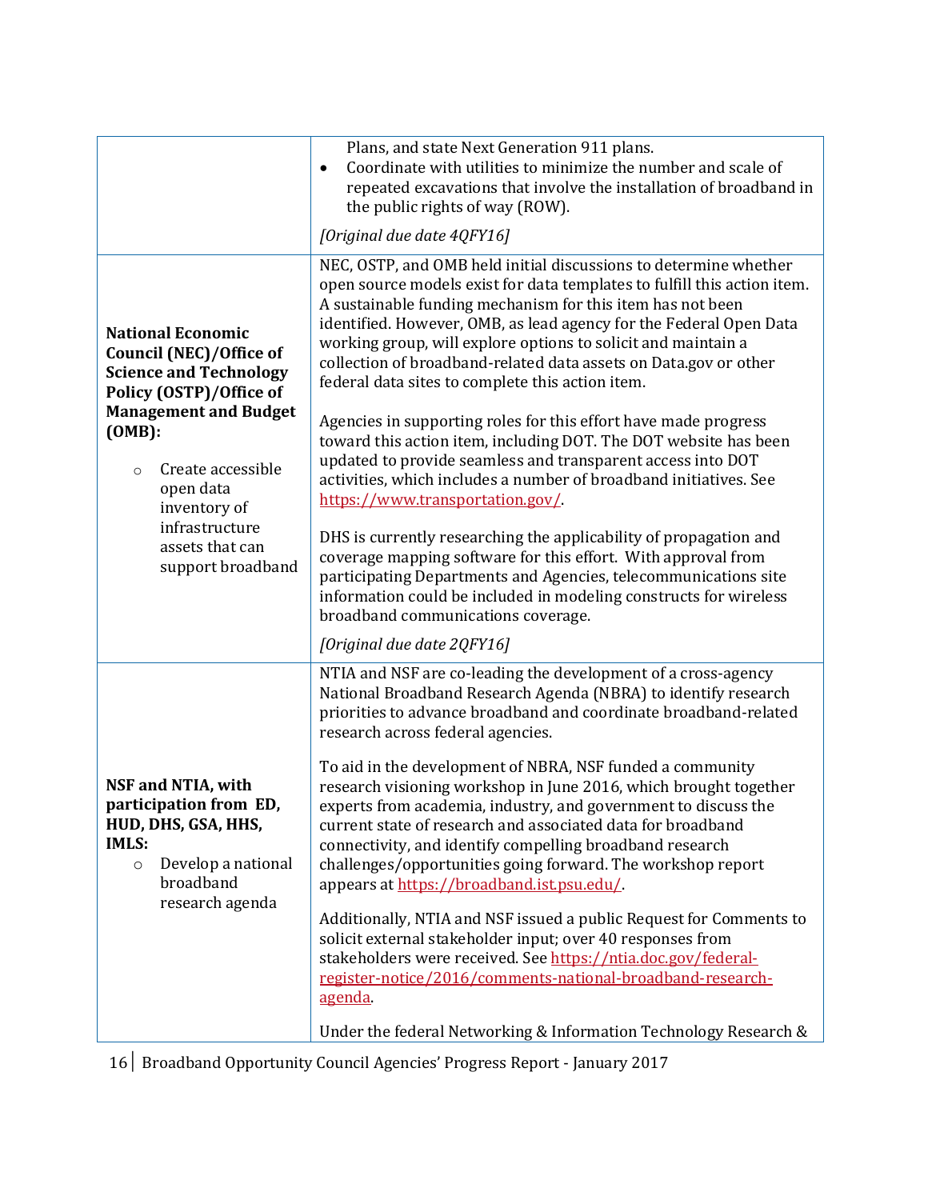| | |
|---|---|
| | Plans, and state Next Generation 911 plans.<br>• Coordinate with utilities to minimize the number and scale of repeated excavations that involve the installation of broadband in the public rights of way (ROW).<br><br>*[Original due date 4QFY16]* |
| **National Economic Council (NEC)/Office of Science and Technology Policy (OSTP)/Office of Management and Budget (OMB):**<br>○ Create accessible open data inventory of infrastructure assets that can support broadband | NEC, OSTP, and OMB held initial discussions to determine whether open source models exist for data templates to fulfill this action item. A sustainable funding mechanism for this item has not been identified. However, OMB, as lead agency for the Federal Open Data working group, will explore options to solicit and maintain a collection of broadband-related data assets on Data.gov or other federal data sites to complete this action item.<br><br>Agencies in supporting roles for this effort have made progress toward this action item, including DOT. The DOT website has been updated to provide seamless and transparent access into DOT activities, which includes a number of broadband initiatives. See https://www.transportation.gov/.<br><br>DHS is currently researching the applicability of propagation and coverage mapping software for this effort. With approval from participating Departments and Agencies, telecommunications site information could be included in modeling constructs for wireless broadband communications coverage.<br><br>*[Original due date 2QFY16]* |
| **NSF and NTIA, with participation from ED, HUD, DHS, GSA, HHS, IMLS:**<br>○ Develop a national broadband research agenda | NTIA and NSF are co-leading the development of a cross-agency National Broadband Research Agenda (NBRA) to identify research priorities to advance broadband and coordinate broadband-related research across federal agencies.<br><br>To aid in the development of NBRA, NSF funded a community research visioning workshop in June 2016, which brought together experts from academia, industry, and government to discuss the current state of research and associated data for broadband connectivity, and identify compelling broadband research challenges/opportunities going forward. The workshop report appears at https://broadband.ist.psu.edu/.<br><br>Additionally, NTIA and NSF issued a public Request for Comments to solicit external stakeholder input; over 40 responses from stakeholders were received. See https://ntia.doc.gov/federal-register-notice/2016/comments-national-broadband-research-agenda.<br><br>Under the federal Networking & Information Technology Research & |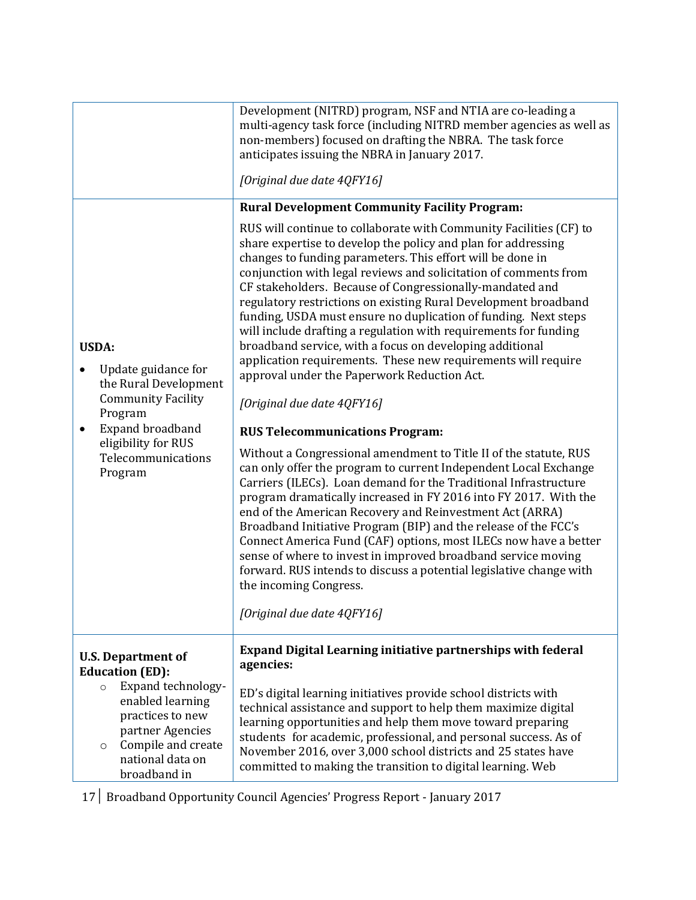| | |
|---|---|
| | Development (NITRD) program, NSF and NTIA are co-leading a multi-agency task force (including NITRD member agencies as well as non-members) focused on drafting the NBRA. The task force anticipates issuing the NBRA in January 2017.<br><br>*[Original due date 4QFY16]* |
| **USDA:**<br>• Update guidance for the Rural Development Community Facility Program<br>• Expand broadband eligibility for RUS Telecommunications Program | **Rural Development Community Facility Program:**<br><br>RUS will continue to collaborate with Community Facilities (CF) to share expertise to develop the policy and plan for addressing changes to funding parameters. This effort will be done in conjunction with legal reviews and solicitation of comments from CF stakeholders. Because of Congressionally-mandated and regulatory restrictions on existing Rural Development broadband funding, USDA must ensure no duplication of funding. Next steps will include drafting a regulation with requirements for funding broadband service, with a focus on developing additional application requirements. These new requirements will require approval under the Paperwork Reduction Act.<br><br>*[Original due date 4QFY16]*<br><br>**RUS Telecommunications Program:**<br><br>Without a Congressional amendment to Title II of the statute, RUS can only offer the program to current Independent Local Exchange Carriers (ILECs). Loan demand for the Traditional Infrastructure program dramatically increased in FY 2016 into FY 2017. With the end of the American Recovery and Reinvestment Act (ARRA) Broadband Initiative Program (BIP) and the release of the FCC's Connect America Fund (CAF) options, most ILECs now have a better sense of where to invest in improved broadband service moving forward. RUS intends to discuss a potential legislative change with the incoming Congress.<br><br>*[Original due date 4QFY16]* |
| **U.S. Department of Education (ED):**<br>○ Expand technology-enabled learning practices to new partner Agencies<br>○ Compile and create national data on broadband in | **Expand Digital Learning initiative partnerships with federal agencies:**<br><br>ED's digital learning initiatives provide school districts with technical assistance and support to help them maximize digital learning opportunities and help them move toward preparing students for academic, professional, and personal success. As of November 2016, over 3,000 school districts and 25 states have committed to making the transition to digital learning. Web |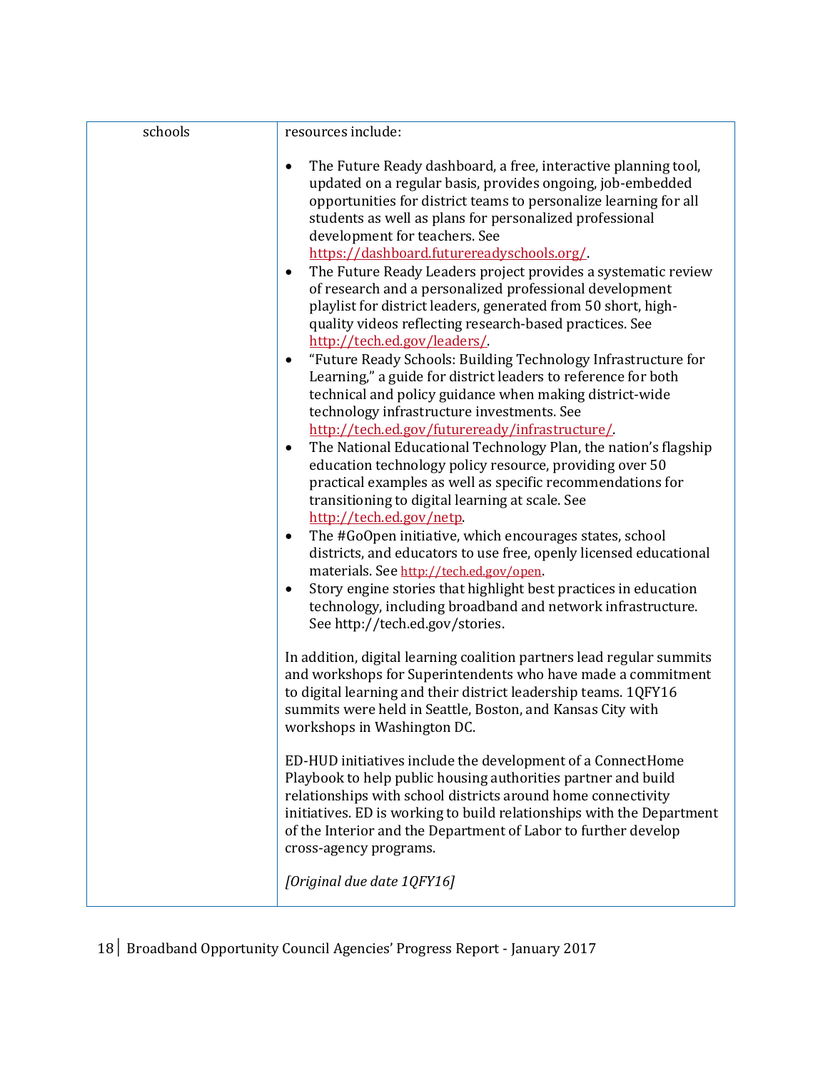| schools | resources include:<br><br>• The Future Ready dashboard, a free, interactive planning tool, updated on a regular basis, provides ongoing, job-embedded opportunities for district teams to personalize learning for all students as well as plans for personalized professional development for teachers. See https://dashboard.futurereadyschools.org/.<br>• The Future Ready Leaders project provides a systematic review of research and a personalized professional development playlist for district leaders, generated from 50 short, high-quality videos reflecting research-based practices. See http://tech.ed.gov/leaders/.<br>• "Future Ready Schools: Building Technology Infrastructure for Learning," a guide for district leaders to reference for both technical and policy guidance when making district-wide technology infrastructure investments. See http://tech.ed.gov/futureready/infrastructure/.<br>• The National Educational Technology Plan, the nation's flagship education technology policy resource, providing over 50 practical examples as well as specific recommendations for transitioning to digital learning at scale. See http://tech.ed.gov/netp.<br>• The #GoOpen initiative, which encourages states, school districts, and educators to use free, openly licensed educational materials. See http://tech.ed.gov/open.<br>• Story engine stories that highlight best practices in education technology, including broadband and network infrastructure. See http://tech.ed.gov/stories.<br><br>In addition, digital learning coalition partners lead regular summits and workshops for Superintendents who have made a commitment to digital learning and their district leadership teams. 1QFY16 summits were held in Seattle, Boston, and Kansas City with workshops in Washington DC.<br><br>ED-HUD initiatives include the development of a ConnectHome Playbook to help public housing authorities partner and build relationships with school districts around home connectivity initiatives. ED is working to build relationships with the Department of the Interior and the Department of Labor to further develop cross-agency programs.<br><br>*[Original due date 1QFY16]* |
|---|---|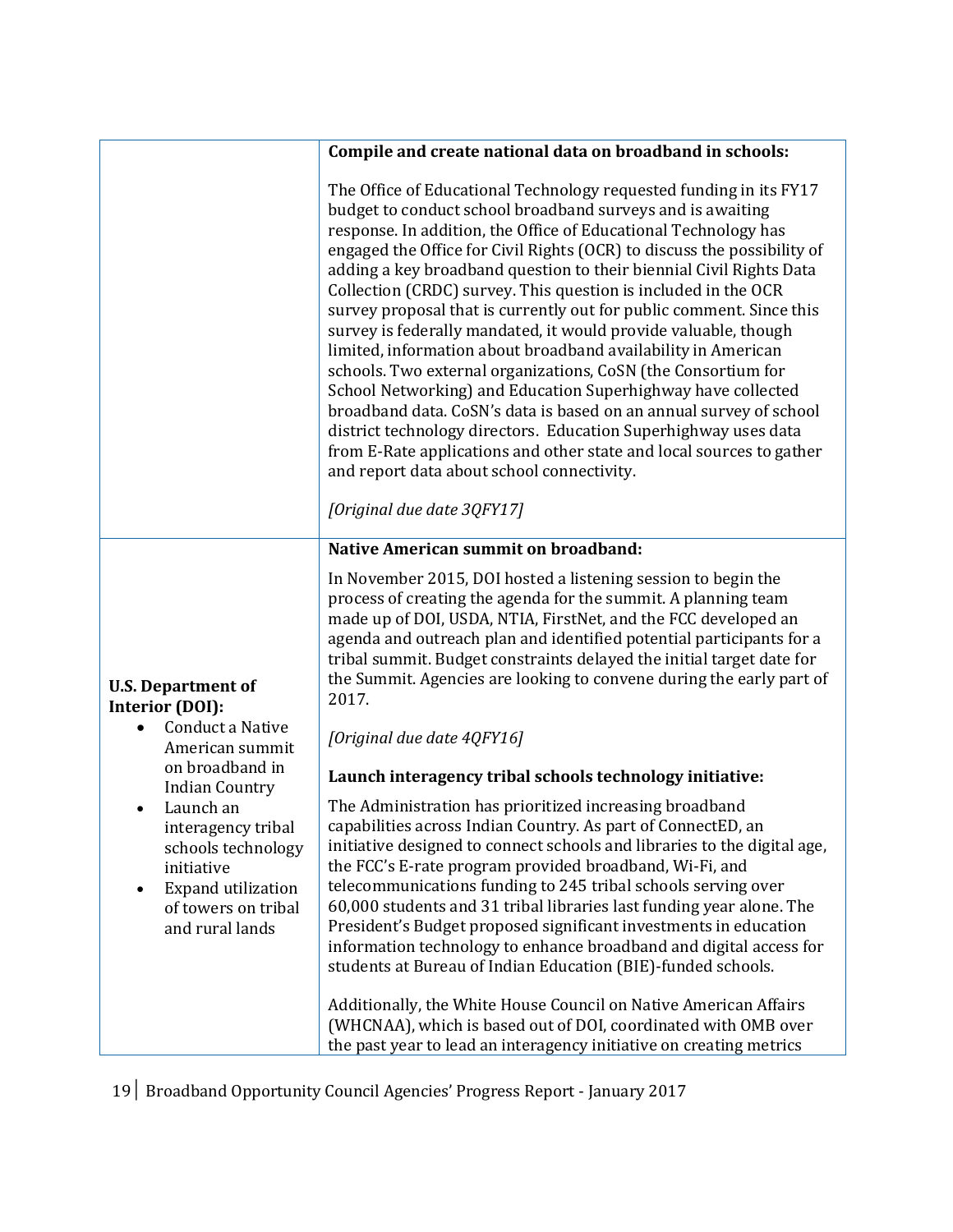| | |
|---|---|
| | **Compile and create national data on broadband in schools:**<br><br>The Office of Educational Technology requested funding in its FY17 budget to conduct school broadband surveys and is awaiting response. In addition, the Office of Educational Technology has engaged the Office for Civil Rights (OCR) to discuss the possibility of adding a key broadband question to their biennial Civil Rights Data Collection (CRDC) survey. This question is included in the OCR survey proposal that is currently out for public comment. Since this survey is federally mandated, it would provide valuable, though limited, information about broadband availability in American schools. Two external organizations, CoSN (the Consortium for School Networking) and Education Superhighway have collected broadband data. CoSN's data is based on an annual survey of school district technology directors. Education Superhighway uses data from E-Rate applications and other state and local sources to gather and report data about school connectivity.<br><br>*[Original due date 3QFY17]* |
| **U.S. Department of Interior (DOI):**<br>• Conduct a Native American summit on broadband in Indian Country<br>• Launch an interagency tribal schools technology initiative<br>• Expand utilization of towers on tribal and rural lands | **Native American summit on broadband:**<br><br>In November 2015, DOI hosted a listening session to begin the process of creating the agenda for the summit. A planning team made up of DOI, USDA, NTIA, FirstNet, and the FCC developed an agenda and outreach plan and identified potential participants for a tribal summit. Budget constraints delayed the initial target date for the Summit. Agencies are looking to convene during the early part of 2017.<br><br>*[Original due date 4QFY16]*<br><br>**Launch interagency tribal schools technology initiative:**<br><br>The Administration has prioritized increasing broadband capabilities across Indian Country. As part of ConnectED, an initiative designed to connect schools and libraries to the digital age, the FCC's E-rate program provided broadband, Wi-Fi, and telecommunications funding to 245 tribal schools serving over 60,000 students and 31 tribal libraries last funding year alone. The President's Budget proposed significant investments in education information technology to enhance broadband and digital access for students at Bureau of Indian Education (BIE)-funded schools.<br><br>Additionally, the White House Council on Native American Affairs (WHCNAA), which is based out of DOI, coordinated with OMB over the past year to lead an interagency initiative on creating metrics |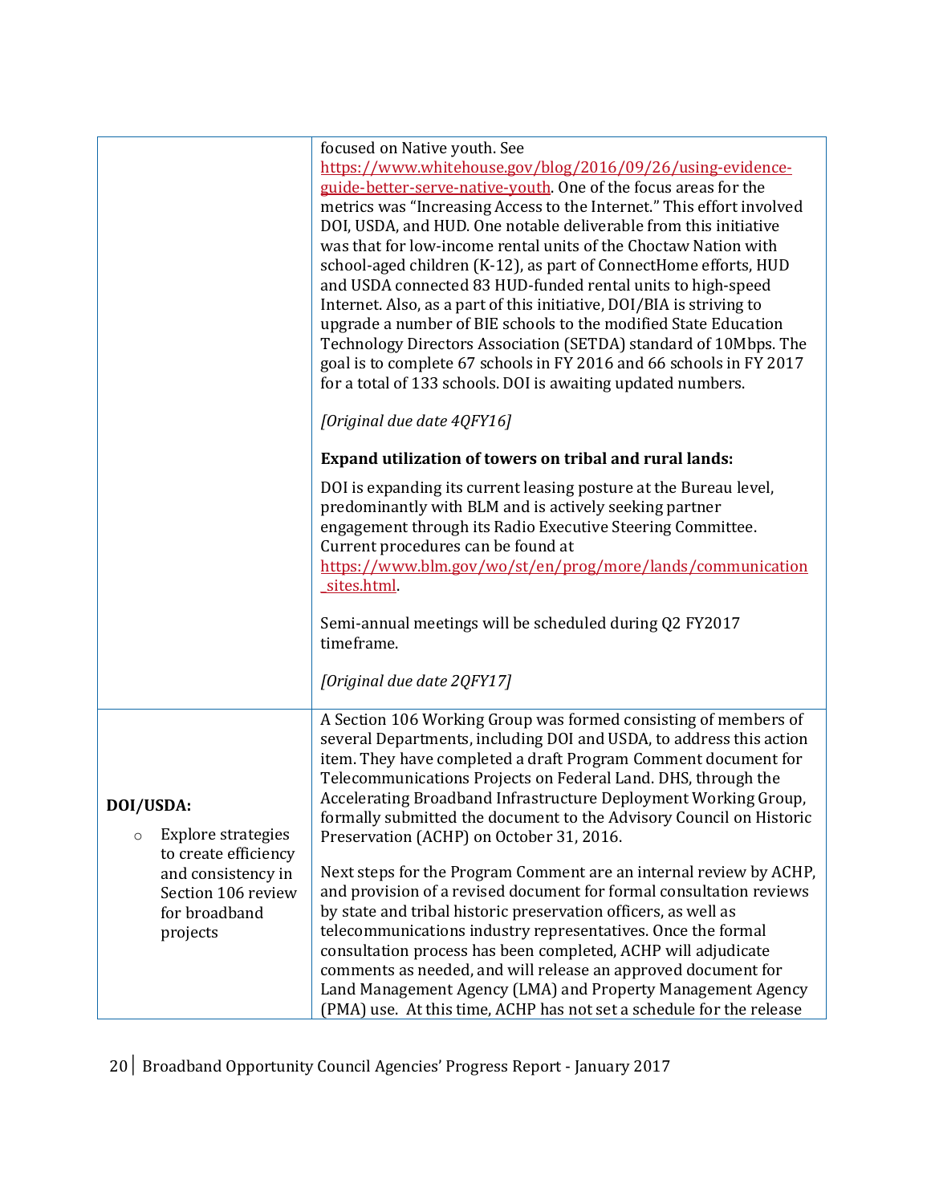| | |
|---|---|
| | focused on Native youth. See https://www.whitehouse.gov/blog/2016/09/26/using-evidence-guide-better-serve-native-youth. One of the focus areas for the metrics was "Increasing Access to the Internet." This effort involved DOI, USDA, and HUD. One notable deliverable from this initiative was that for low-income rental units of the Choctaw Nation with school-aged children (K-12), as part of ConnectHome efforts, HUD and USDA connected 83 HUD-funded rental units to high-speed Internet. Also, as a part of this initiative, DOI/BIA is striving to upgrade a number of BIE schools to the modified State Education Technology Directors Association (SETDA) standard of 10Mbps. The goal is to complete 67 schools in FY 2016 and 66 schools in FY 2017 for a total of 133 schools. DOI is awaiting updated numbers.<br><br>*[Original due date 4QFY16]*<br><br>**Expand utilization of towers on tribal and rural lands:**<br><br>DOI is expanding its current leasing posture at the Bureau level, predominantly with BLM and is actively seeking partner engagement through its Radio Executive Steering Committee. Current procedures can be found at https://www.blm.gov/wo/st/en/prog/more/lands/communication_sites.html.<br><br>Semi-annual meetings will be scheduled during Q2 FY2017 timeframe.<br><br>*[Original due date 2QFY17]* |
| **DOI/USDA:**<br>◦ Explore strategies to create efficiency and consistency in Section 106 review for broadband projects | A Section 106 Working Group was formed consisting of members of several Departments, including DOI and USDA, to address this action item. They have completed a draft Program Comment document for Telecommunications Projects on Federal Land. DHS, through the Accelerating Broadband Infrastructure Deployment Working Group, formally submitted the document to the Advisory Council on Historic Preservation (ACHP) on October 31, 2016.<br><br>Next steps for the Program Comment are an internal review by ACHP, and provision of a revised document for formal consultation reviews by state and tribal historic preservation officers, as well as telecommunications industry representatives. Once the formal consultation process has been completed, ACHP will adjudicate comments as needed, and will release an approved document for Land Management Agency (LMA) and Property Management Agency (PMA) use. At this time, ACHP has not set a schedule for the release |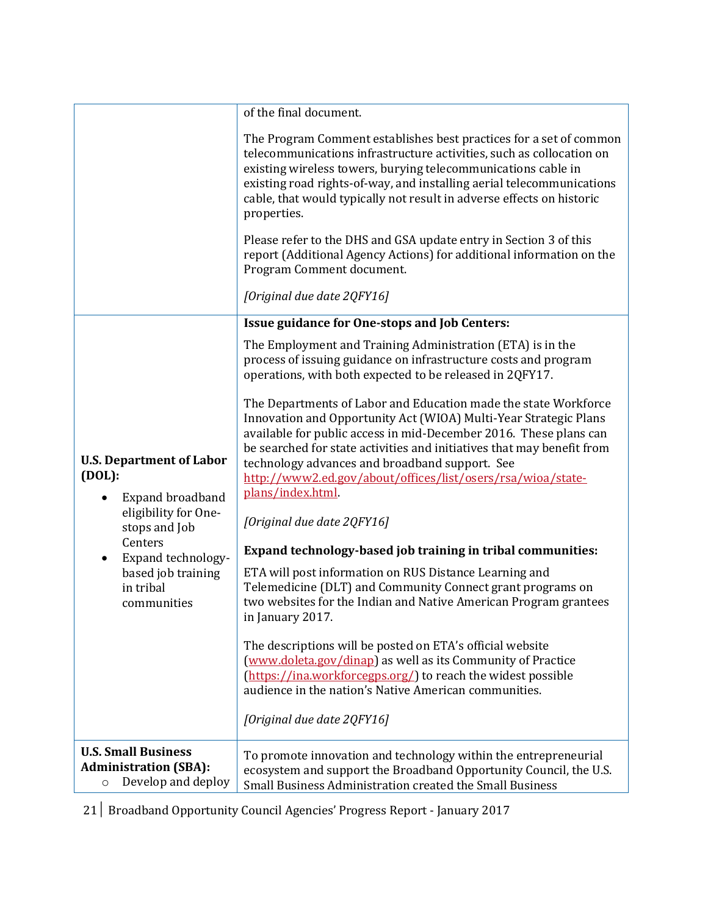| | |
|---|---|
| | of the final document.<br><br>The Program Comment establishes best practices for a set of common telecommunications infrastructure activities, such as collocation on existing wireless towers, burying telecommunications cable in existing road rights-of-way, and installing aerial telecommunications cable, that would typically not result in adverse effects on historic properties.<br><br>Please refer to the DHS and GSA update entry in Section 3 of this report (Additional Agency Actions) for additional information on the Program Comment document.<br><br>*[Original due date 2QFY16]* |
| **U.S. Department of Labor (DOL):**<br>• Expand broadband eligibility for One-stops and Job Centers<br>• Expand technology-based job training in tribal communities | **Issue guidance for One-stops and Job Centers:**<br><br>The Employment and Training Administration (ETA) is in the process of issuing guidance on infrastructure costs and program operations, with both expected to be released in 2QFY17.<br><br>The Departments of Labor and Education made the state Workforce Innovation and Opportunity Act (WIOA) Multi-Year Strategic Plans available for public access in mid-December 2016. These plans can be searched for state activities and initiatives that may benefit from technology advances and broadband support. See http://www2.ed.gov/about/offices/list/osers/rsa/wioa/state-plans/index.html.<br><br>*[Original due date 2QFY16]*<br><br>**Expand technology-based job training in tribal communities:**<br><br>ETA will post information on RUS Distance Learning and Telemedicine (DLT) and Community Connect grant programs on two websites for the Indian and Native American Program grantees in January 2017.<br><br>The descriptions will be posted on ETA's official website (www.doleta.gov/dinap) as well as its Community of Practice (https://ina.workforcegps.org/) to reach the widest possible audience in the nation's Native American communities.<br><br>*[Original due date 2QFY16]* |
| **U.S. Small Business Administration (SBA):**<br>○ Develop and deploy | To promote innovation and technology within the entrepreneurial ecosystem and support the Broadband Opportunity Council, the U.S. Small Business Administration created the Small Business |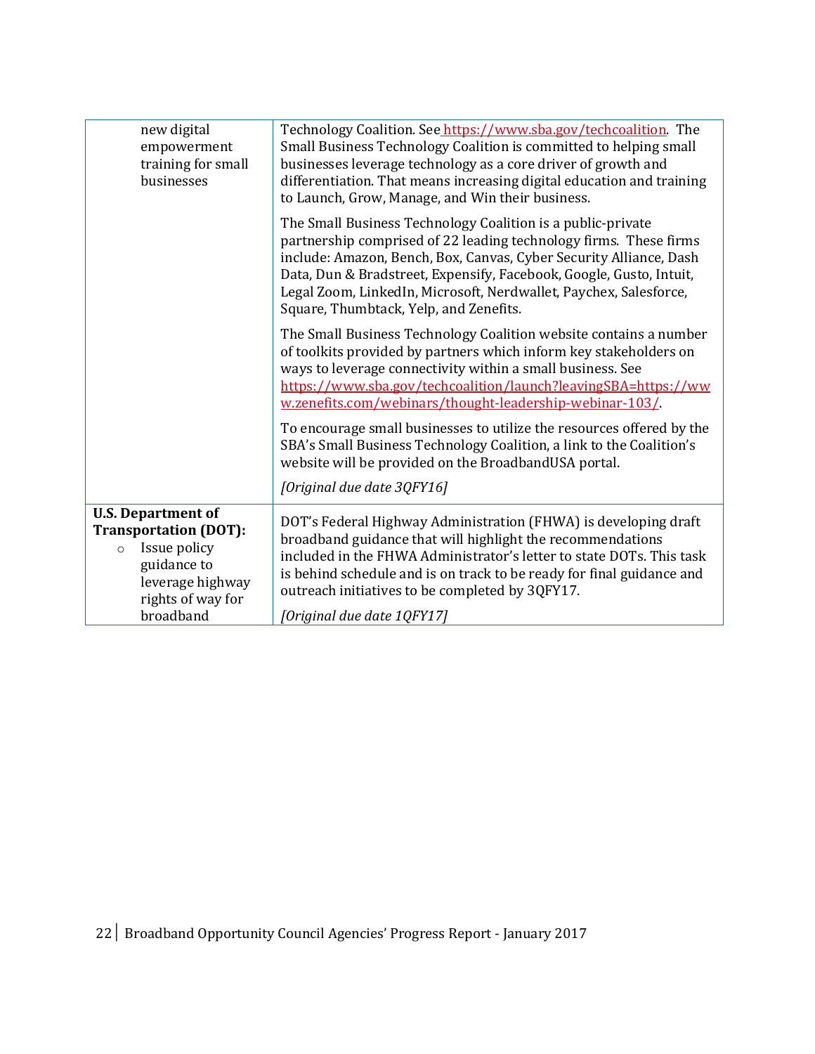| | |
|---|---|
| new digital empowerment training for small businesses | Technology Coalition. See https://www.sba.gov/techcoalition. The Small Business Technology Coalition is committed to helping small businesses leverage technology as a core driver of growth and differentiation. That means increasing digital education and training to Launch, Grow, Manage, and Win their business.<br><br>The Small Business Technology Coalition is a public-private partnership comprised of 22 leading technology firms. These firms include: Amazon, Bench, Box, Canvas, Cyber Security Alliance, Dash Data, Dun & Bradstreet, Expensify, Facebook, Google, Gusto, Intuit, Legal Zoom, LinkedIn, Microsoft, Nerdwallet, Paychex, Salesforce, Square, Thumbtack, Yelp, and Zenefits.<br><br>The Small Business Technology Coalition website contains a number of toolkits provided by partners which inform key stakeholders on ways to leverage connectivity within a small business. See https://www.sba.gov/techcoalition/launch?leavingSBA=https://www.zenefits.com/webinars/thought-leadership-webinar-103/.<br><br>To encourage small businesses to utilize the resources offered by the SBA's Small Business Technology Coalition, a link to the Coalition's website will be provided on the BroadbandUSA portal.<br><br>*[Original due date 3QFY16]* |
| **U.S. Department of Transportation (DOT):**<br>○ Issue policy guidance to leverage highway rights of way for broadband | DOT's Federal Highway Administration (FHWA) is developing draft broadband guidance that will highlight the recommendations included in the FHWA Administrator's letter to state DOTs. This task is behind schedule and is on track to be ready for final guidance and outreach initiatives to be completed by 3QFY17.<br><br>*[Original due date 1QFY17]* |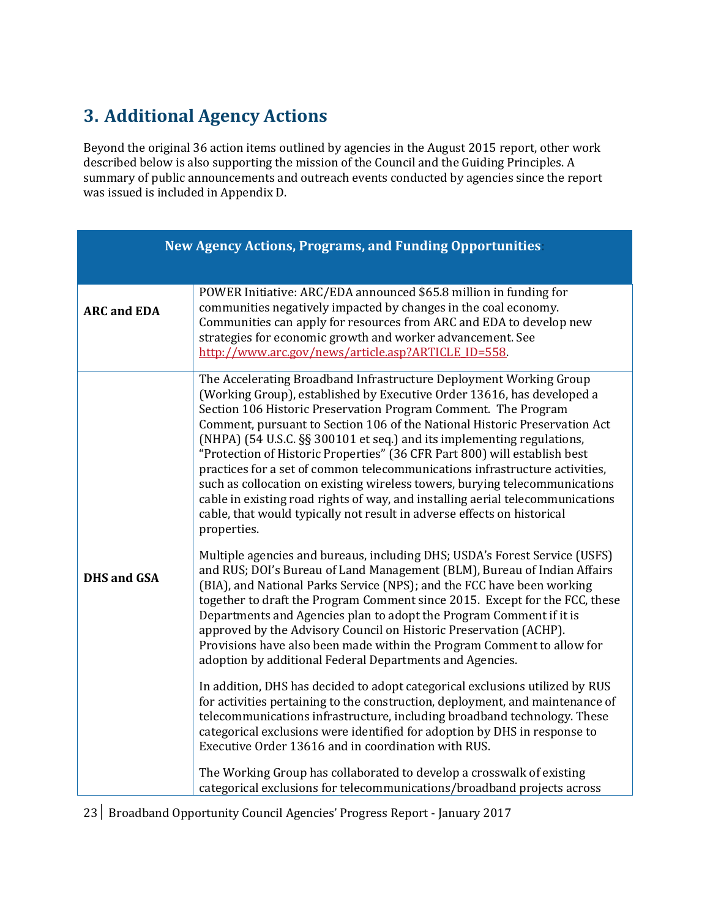## 3. Additional Agency Actions

Beyond the original 36 action items outlined by agencies in the August 2015 report, other work described below is also supporting the mission of the Council and the Guiding Principles. A summary of public announcements and outreach events conducted by agencies since the report was issued is included in Appendix D.

| New Agency Actions, Programs, and Funding Opportunities | |
|---|---|
| **ARC and EDA** | POWER Initiative: ARC/EDA announced $65.8 million in funding for communities negatively impacted by changes in the coal economy. Communities can apply for resources from ARC and EDA to develop new strategies for economic growth and worker advancement. See http://www.arc.gov/news/article.asp?ARTICLE_ID=558. |
| **DHS and GSA** | The Accelerating Broadband Infrastructure Deployment Working Group (Working Group), established by Executive Order 13616, has developed a Section 106 Historic Preservation Program Comment. The Program Comment, pursuant to Section 106 of the National Historic Preservation Act (NHPA) (54 U.S.C. §§ 300101 et seq.) and its implementing regulations, "Protection of Historic Properties" (36 CFR Part 800) will establish best practices for a set of common telecommunications infrastructure activities, such as collocation on existing wireless towers, burying telecommunications cable in existing road rights of way, and installing aerial telecommunications cable, that would typically not result in adverse effects on historical properties.<br><br>Multiple agencies and bureaus, including DHS; USDA's Forest Service (USFS) and RUS; DOI's Bureau of Land Management (BLM), Bureau of Indian Affairs (BIA), and National Parks Service (NPS); and the FCC have been working together to draft the Program Comment since 2015. Except for the FCC, these Departments and Agencies plan to adopt the Program Comment if it is approved by the Advisory Council on Historic Preservation (ACHP). Provisions have also been made within the Program Comment to allow for adoption by additional Federal Departments and Agencies.<br><br>In addition, DHS has decided to adopt categorical exclusions utilized by RUS for activities pertaining to the construction, deployment, and maintenance of telecommunications infrastructure, including broadband technology. These categorical exclusions were identified for adoption by DHS in response to Executive Order 13616 and in coordination with RUS.<br><br>The Working Group has collaborated to develop a crosswalk of existing categorical exclusions for telecommunications/broadband projects across |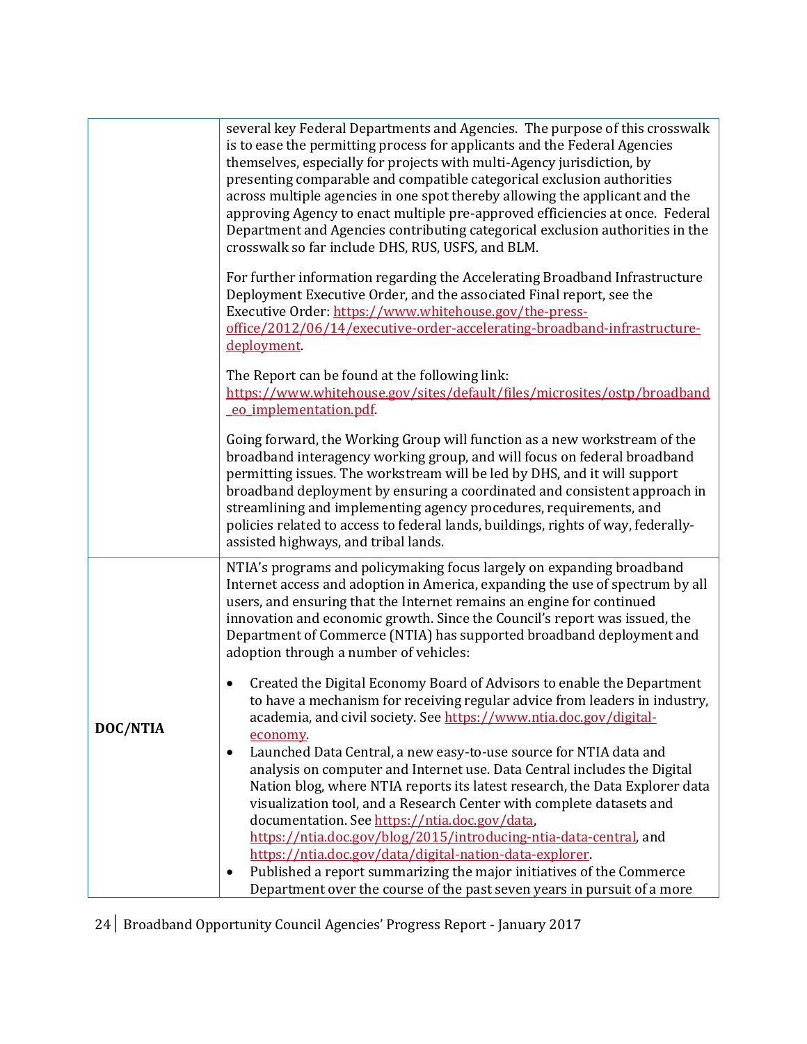| | |
|---|---|
| | several key Federal Departments and Agencies. The purpose of this crosswalk is to ease the permitting process for applicants and the Federal Agencies themselves, especially for projects with multi-Agency jurisdiction, by presenting comparable and compatible categorical exclusion authorities across multiple agencies in one spot thereby allowing the applicant and the approving Agency to enact multiple pre-approved efficiencies at once. Federal Department and Agencies contributing categorical exclusion authorities in the crosswalk so far include DHS, RUS, USFS, and BLM.<br><br>For further information regarding the Accelerating Broadband Infrastructure Deployment Executive Order, and the associated Final report, see the Executive Order: https://www.whitehouse.gov/the-press-office/2012/06/14/executive-order-accelerating-broadband-infrastructure-deployment.<br><br>The Report can be found at the following link: https://www.whitehouse.gov/sites/default/files/microsites/ostp/broadband_eo_implementation.pdf.<br><br>Going forward, the Working Group will function as a new workstream of the broadband interagency working group, and will focus on federal broadband permitting issues. The workstream will be led by DHS, and it will support broadband deployment by ensuring a coordinated and consistent approach in streamlining and implementing agency procedures, requirements, and policies related to access to federal lands, buildings, rights of way, federally-assisted highways, and tribal lands. |
| **DOC/NTIA** | NTIA's programs and policymaking focus largely on expanding broadband Internet access and adoption in America, expanding the use of spectrum by all users, and ensuring that the Internet remains an engine for continued innovation and economic growth. Since the Council's report was issued, the Department of Commerce (NTIA) has supported broadband deployment and adoption through a number of vehicles:<br><br>• Created the Digital Economy Board of Advisors to enable the Department to have a mechanism for receiving regular advice from leaders in industry, academia, and civil society. See https://www.ntia.doc.gov/digital-economy.<br>• Launched Data Central, a new easy-to-use source for NTIA data and analysis on computer and Internet use. Data Central includes the Digital Nation blog, where NTIA reports its latest research, the Data Explorer data visualization tool, and a Research Center with complete datasets and documentation. See https://ntia.doc.gov/data, https://ntia.doc.gov/blog/2015/introducing-ntia-data-central, and https://ntia.doc.gov/data/digital-nation-data-explorer.<br>• Published a report summarizing the major initiatives of the Commerce Department over the course of the past seven years in pursuit of a more |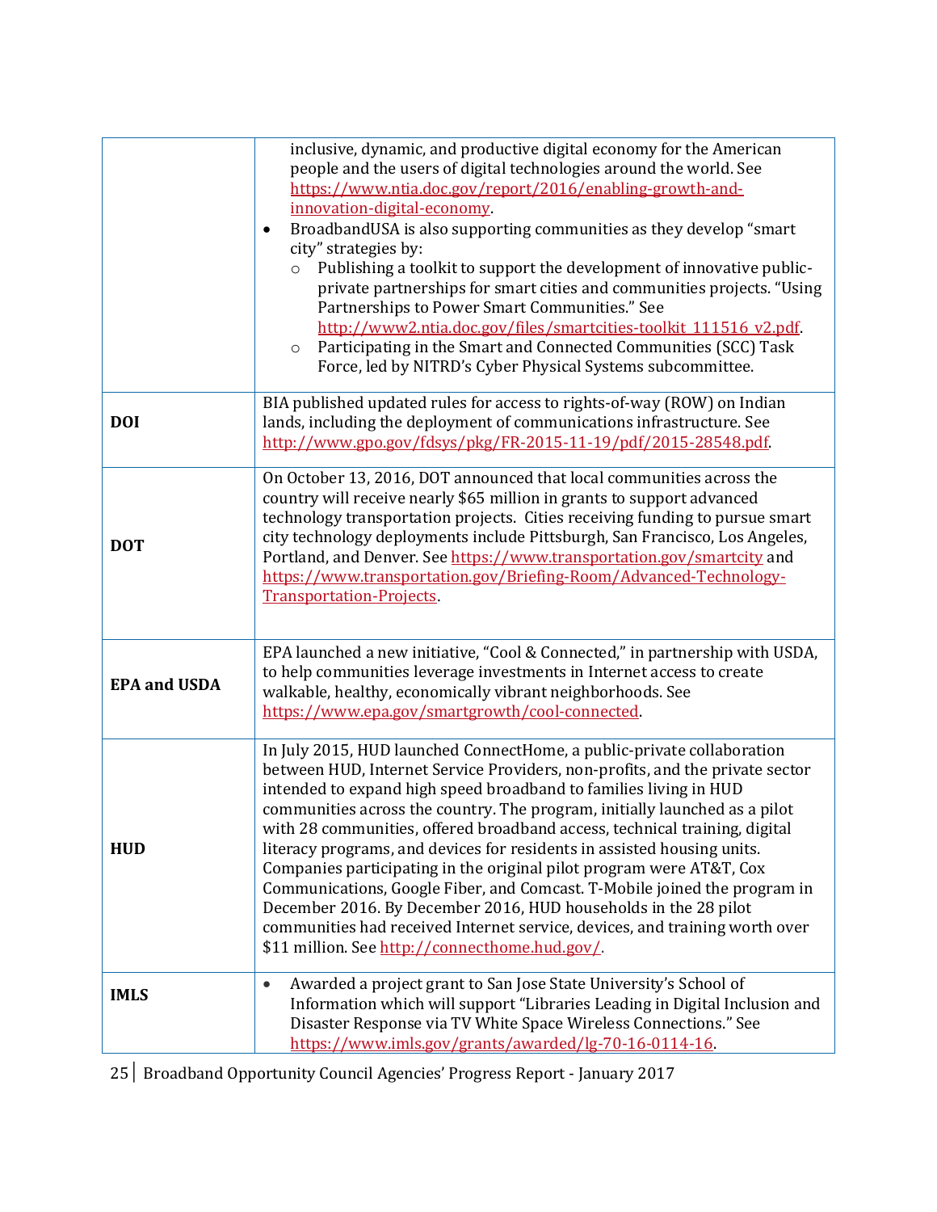| | |
|---|---|
| | inclusive, dynamic, and productive digital economy for the American people and the users of digital technologies around the world. See https://www.ntia.doc.gov/report/2016/enabling-growth-and-innovation-digital-economy.<br>• BroadbandUSA is also supporting communities as they develop "smart city" strategies by:<br>  ○ Publishing a toolkit to support the development of innovative public-private partnerships for smart cities and communities projects. "Using Partnerships to Power Smart Communities." See http://www2.ntia.doc.gov/files/smartcities-toolkit_111516_v2.pdf.<br>  ○ Participating in the Smart and Connected Communities (SCC) Task Force, led by NITRD's Cyber Physical Systems subcommittee. |
| **DOI** | BIA published updated rules for access to rights-of-way (ROW) on Indian lands, including the deployment of communications infrastructure. See http://www.gpo.gov/fdsys/pkg/FR-2015-11-19/pdf/2015-28548.pdf. |
| **DOT** | On October 13, 2016, DOT announced that local communities across the country will receive nearly $65 million in grants to support advanced technology transportation projects. Cities receiving funding to pursue smart city technology deployments include Pittsburgh, San Francisco, Los Angeles, Portland, and Denver. See https://www.transportation.gov/smartcity and https://www.transportation.gov/Briefing-Room/Advanced-Technology-Transportation-Projects. |
| **EPA and USDA** | EPA launched a new initiative, "Cool & Connected," in partnership with USDA, to help communities leverage investments in Internet access to create walkable, healthy, economically vibrant neighborhoods. See https://www.epa.gov/smartgrowth/cool-connected. |
| **HUD** | In July 2015, HUD launched ConnectHome, a public-private collaboration between HUD, Internet Service Providers, non-profits, and the private sector intended to expand high speed broadband to families living in HUD communities across the country. The program, initially launched as a pilot with 28 communities, offered broadband access, technical training, digital literacy programs, and devices for residents in assisted housing units. Companies participating in the original pilot program were AT&T, Cox Communications, Google Fiber, and Comcast. T-Mobile joined the program in December 2016. By December 2016, HUD households in the 28 pilot communities had received Internet service, devices, and training worth over $11 million. See http://connecthome.hud.gov/. |
| **IMLS** | • Awarded a project grant to San Jose State University's School of Information which will support "Libraries Leading in Digital Inclusion and Disaster Response via TV White Space Wireless Connections." See https://www.imls.gov/grants/awarded/lg-70-16-0114-16. |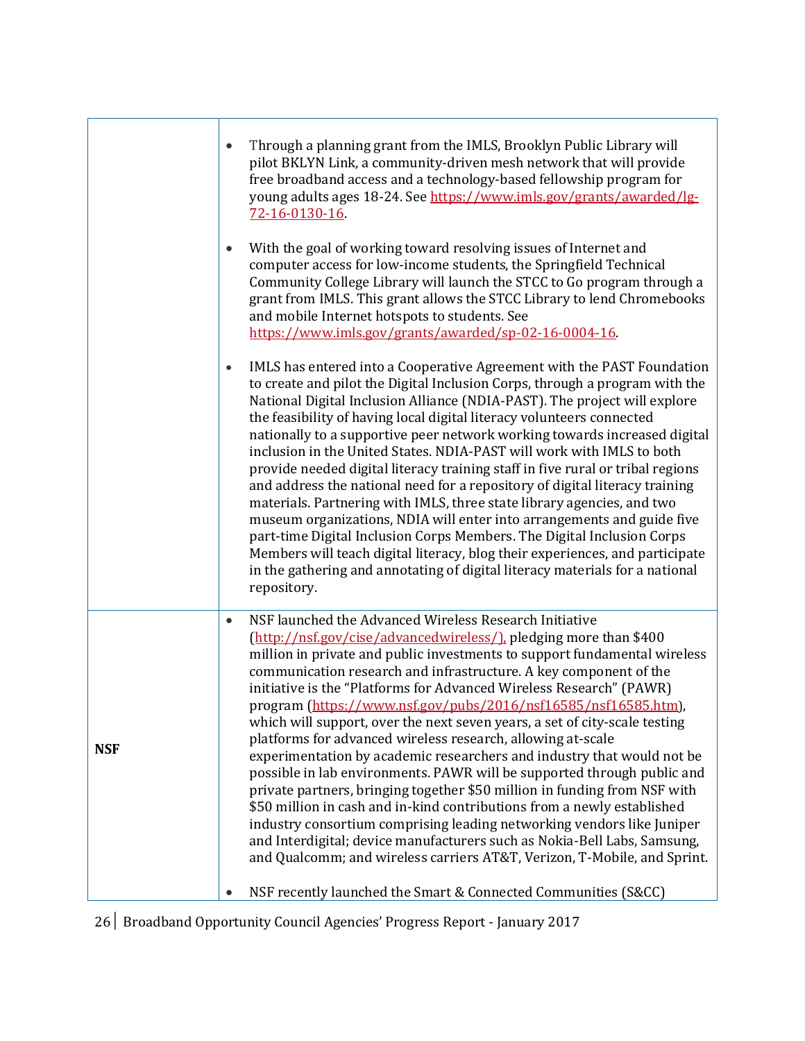| | |
|---|---|
| | • Through a planning grant from the IMLS, Brooklyn Public Library will pilot BKLYN Link, a community-driven mesh network that will provide free broadband access and a technology-based fellowship program for young adults ages 18-24. See https://www.imls.gov/grants/awarded/lg-72-16-0130-16.<br><br>• With the goal of working toward resolving issues of Internet and computer access for low-income students, the Springfield Technical Community College Library will launch the STCC to Go program through a grant from IMLS. This grant allows the STCC Library to lend Chromebooks and mobile Internet hotspots to students. See https://www.imls.gov/grants/awarded/sp-02-16-0004-16.<br><br>• IMLS has entered into a Cooperative Agreement with the PAST Foundation to create and pilot the Digital Inclusion Corps, through a program with the National Digital Inclusion Alliance (NDIA-PAST). The project will explore the feasibility of having local digital literacy volunteers connected nationally to a supportive peer network working towards increased digital inclusion in the United States. NDIA-PAST will work with IMLS to both provide needed digital literacy training staff in five rural or tribal regions and address the national need for a repository of digital literacy training materials. Partnering with IMLS, three state library agencies, and two museum organizations, NDIA will enter into arrangements and guide five part-time Digital Inclusion Corps Members. The Digital Inclusion Corps Members will teach digital literacy, blog their experiences, and participate in the gathering and annotating of digital literacy materials for a national repository. |
| **NSF** | • NSF launched the Advanced Wireless Research Initiative (http://nsf.gov/cise/advancedwireless/), pledging more than $400 million in private and public investments to support fundamental wireless communication research and infrastructure. A key component of the initiative is the "Platforms for Advanced Wireless Research" (PAWR) program (https://www.nsf.gov/pubs/2016/nsf16585/nsf16585.htm), which will support, over the next seven years, a set of city-scale testing platforms for advanced wireless research, allowing at-scale experimentation by academic researchers and industry that would not be possible in lab environments. PAWR will be supported through public and private partners, bringing together $50 million in funding from NSF with $50 million in cash and in-kind contributions from a newly established industry consortium comprising leading networking vendors like Juniper and Interdigital; device manufacturers such as Nokia-Bell Labs, Samsung, and Qualcomm; and wireless carriers AT&T, Verizon, T-Mobile, and Sprint.<br><br>• NSF recently launched the Smart & Connected Communities (S&CC) |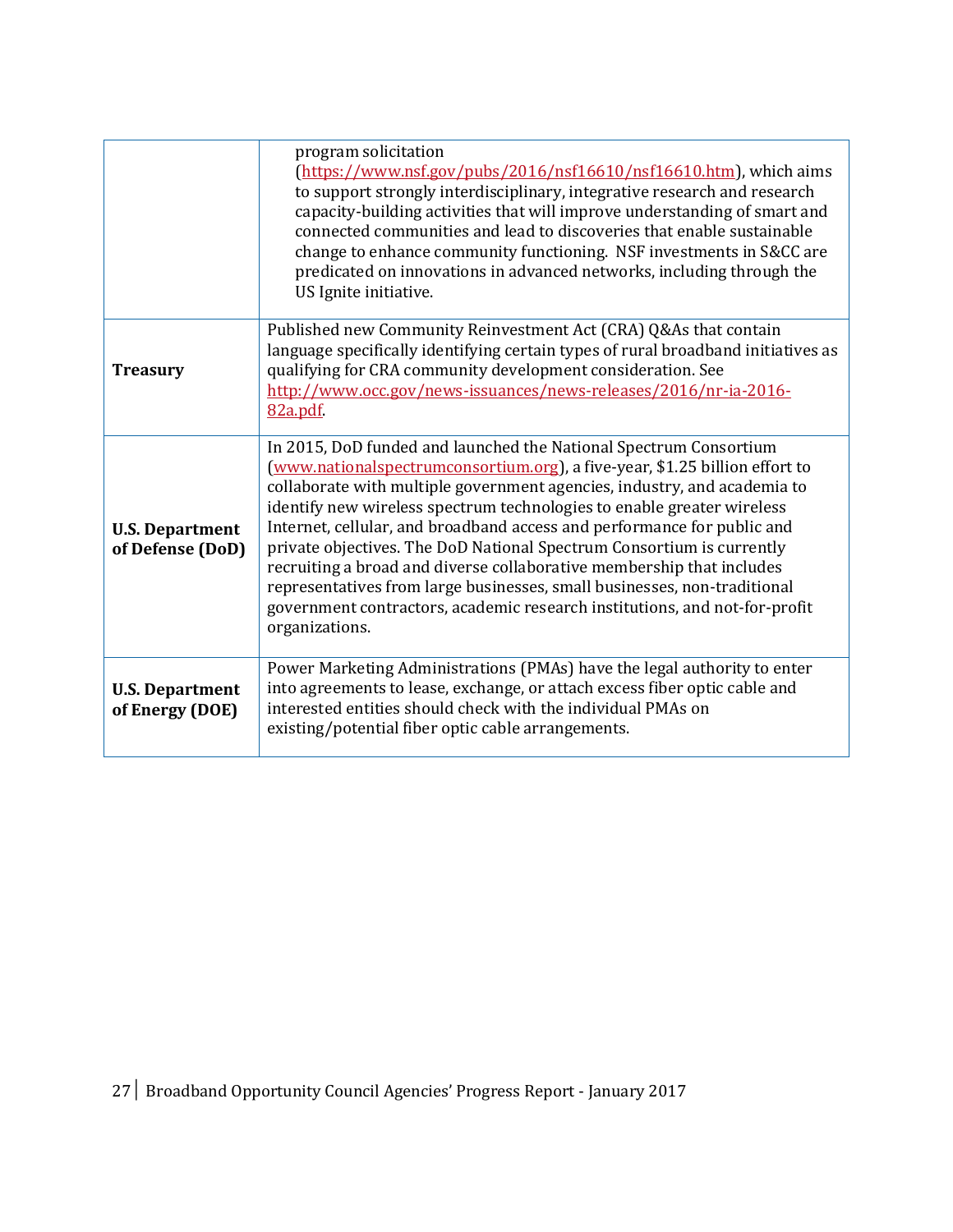| | |
|---|---|
| | program solicitation (https://www.nsf.gov/pubs/2016/nsf16610/nsf16610.htm), which aims to support strongly interdisciplinary, integrative research and research capacity-building activities that will improve understanding of smart and connected communities and lead to discoveries that enable sustainable change to enhance community functioning. NSF investments in S&CC are predicated on innovations in advanced networks, including through the US Ignite initiative. |
| **Treasury** | Published new Community Reinvestment Act (CRA) Q&As that contain language specifically identifying certain types of rural broadband initiatives as qualifying for CRA community development consideration. See http://www.occ.gov/news-issuances/news-releases/2016/nr-ia-2016-82a.pdf. |
| **U.S. Department of Defense (DoD)** | In 2015, DoD funded and launched the National Spectrum Consortium (www.nationalspectrumconsortium.org), a five-year, $1.25 billion effort to collaborate with multiple government agencies, industry, and academia to identify new wireless spectrum technologies to enable greater wireless Internet, cellular, and broadband access and performance for public and private objectives. The DoD National Spectrum Consortium is currently recruiting a broad and diverse collaborative membership that includes representatives from large businesses, small businesses, non-traditional government contractors, academic research institutions, and not-for-profit organizations. |
| **U.S. Department of Energy (DOE)** | Power Marketing Administrations (PMAs) have the legal authority to enter into agreements to lease, exchange, or attach excess fiber optic cable and interested entities should check with the individual PMAs on existing/potential fiber optic cable arrangements. |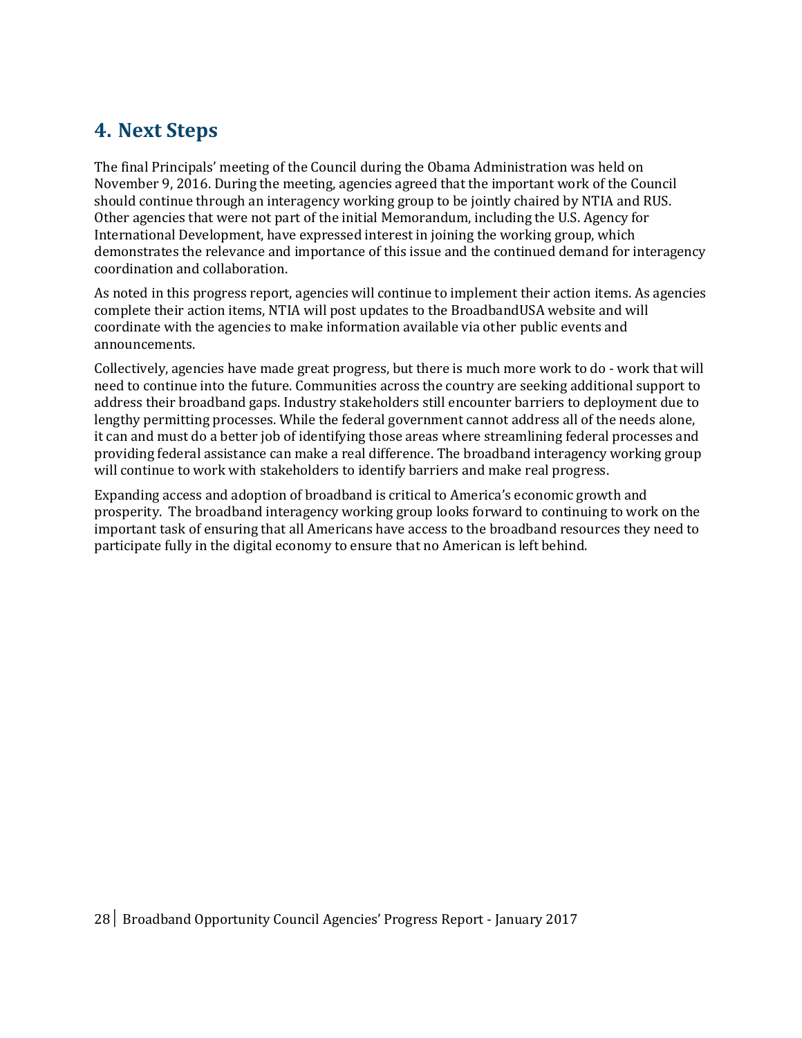## 4. Next Steps

The final Principals' meeting of the Council during the Obama Administration was held on November 9, 2016. During the meeting, agencies agreed that the important work of the Council should continue through an interagency working group to be jointly chaired by NTIA and RUS. Other agencies that were not part of the initial Memorandum, including the U.S. Agency for International Development, have expressed interest in joining the working group, which demonstrates the relevance and importance of this issue and the continued demand for interagency coordination and collaboration.

As noted in this progress report, agencies will continue to implement their action items. As agencies complete their action items, NTIA will post updates to the BroadbandUSA website and will coordinate with the agencies to make information available via other public events and announcements.

Collectively, agencies have made great progress, but there is much more work to do - work that will need to continue into the future. Communities across the country are seeking additional support to address their broadband gaps. Industry stakeholders still encounter barriers to deployment due to lengthy permitting processes. While the federal government cannot address all of the needs alone, it can and must do a better job of identifying those areas where streamlining federal processes and providing federal assistance can make a real difference. The broadband interagency working group will continue to work with stakeholders to identify barriers and make real progress.

Expanding access and adoption of broadband is critical to America's economic growth and prosperity. The broadband interagency working group looks forward to continuing to work on the important task of ensuring that all Americans have access to the broadband resources they need to participate fully in the digital economy to ensure that no American is left behind.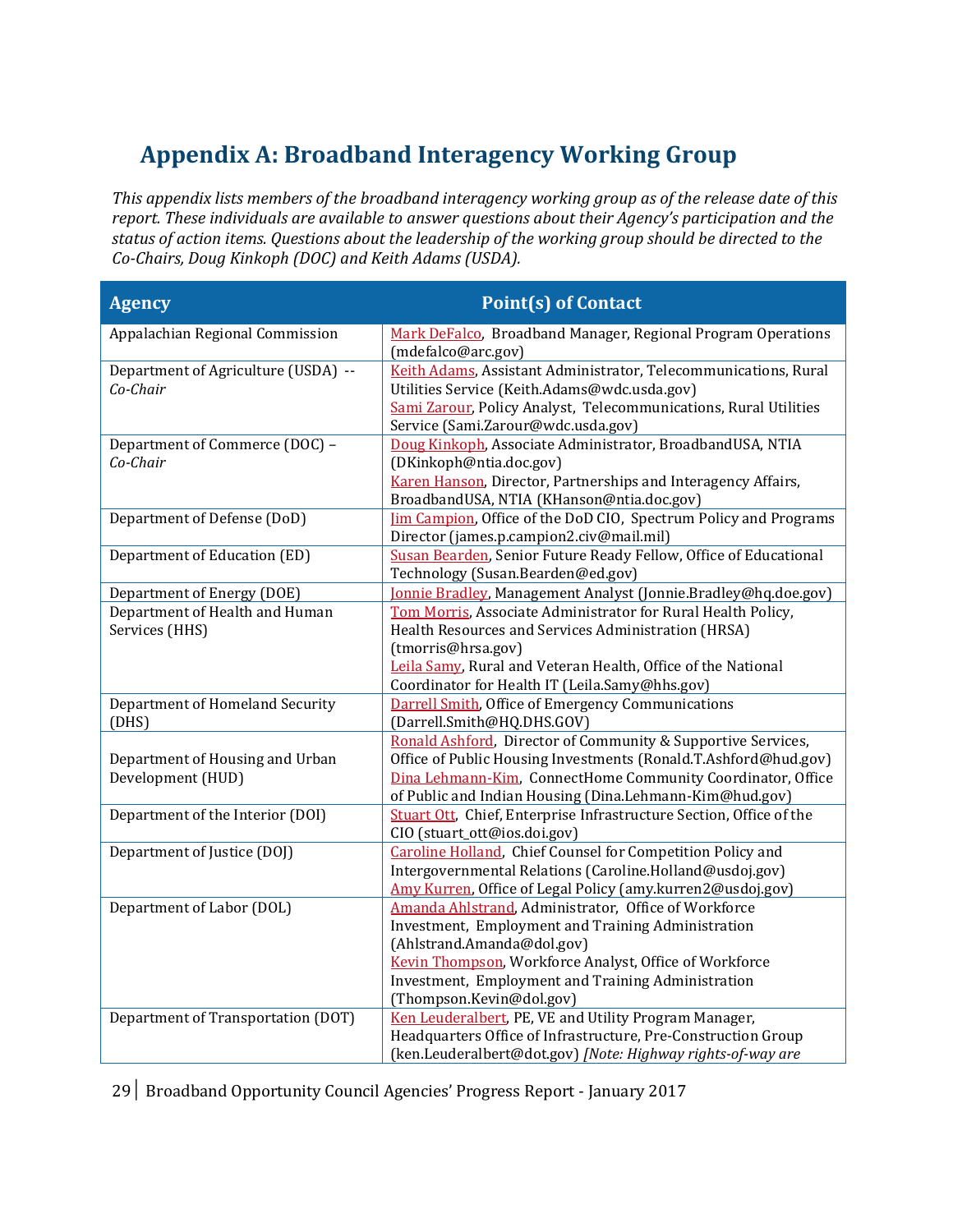# Appendix A: Broadband Interagency Working Group

*This appendix lists members of the broadband interagency working group as of the release date of this report. These individuals are available to answer questions about their Agency's participation and the status of action items. Questions about the leadership of the working group should be directed to the Co-Chairs, Doug Kinkoph (DOC) and Keith Adams (USDA).*

| Agency | Point(s) of Contact |
|---|---|
| Appalachian Regional Commission | Mark DeFalco, Broadband Manager, Regional Program Operations (mdefalco@arc.gov) |
| Department of Agriculture (USDA) -- *Co-Chair* | Keith Adams, Assistant Administrator, Telecommunications, Rural Utilities Service (Keith.Adams@wdc.usda.gov)<br>Sami Zarour, Policy Analyst, Telecommunications, Rural Utilities Service (Sami.Zarour@wdc.usda.gov) |
| Department of Commerce (DOC) – *Co-Chair* | Doug Kinkoph, Associate Administrator, BroadbandUSA, NTIA (DKinkoph@ntia.doc.gov)<br>Karen Hanson, Director, Partnerships and Interagency Affairs, BroadbandUSA, NTIA (KHanson@ntia.doc.gov) |
| Department of Defense (DoD) | Jim Campion, Office of the DoD CIO, Spectrum Policy and Programs Director (james.p.campion2.civ@mail.mil) |
| Department of Education (ED) | Susan Bearden, Senior Future Ready Fellow, Office of Educational Technology (Susan.Bearden@ed.gov) |
| Department of Energy (DOE) | Jonnie Bradley, Management Analyst (Jonnie.Bradley@hq.doe.gov) |
| Department of Health and Human Services (HHS) | Tom Morris, Associate Administrator for Rural Health Policy, Health Resources and Services Administration (HRSA) (tmorris@hrsa.gov)<br>Leila Samy, Rural and Veteran Health, Office of the National Coordinator for Health IT (Leila.Samy@hhs.gov) |
| Department of Homeland Security (DHS) | Darrell Smith, Office of Emergency Communications (Darrell.Smith@HQ.DHS.GOV) |
| Department of Housing and Urban Development (HUD) | Ronald Ashford, Director of Community & Supportive Services, Office of Public Housing Investments (Ronald.T.Ashford@hud.gov)<br>Dina Lehmann-Kim, ConnectHome Community Coordinator, Office of Public and Indian Housing (Dina.Lehmann-Kim@hud.gov) |
| Department of the Interior (DOI) | Stuart Ott, Chief, Enterprise Infrastructure Section, Office of the CIO (stuart_ott@ios.doi.gov) |
| Department of Justice (DOJ) | Caroline Holland, Chief Counsel for Competition Policy and Intergovernmental Relations (Caroline.Holland@usdoj.gov)<br>Amy Kurren, Office of Legal Policy (amy.kurren2@usdoj.gov) |
| Department of Labor (DOL) | Amanda Ahlstrand, Administrator, Office of Workforce Investment, Employment and Training Administration (Ahlstrand.Amanda@dol.gov)<br>Kevin Thompson, Workforce Analyst, Office of Workforce Investment, Employment and Training Administration (Thompson.Kevin@dol.gov) |
| Department of Transportation (DOT) | Ken Leuderalbert, PE, VE and Utility Program Manager, Headquarters Office of Infrastructure, Pre-Construction Group (ken.Leuderalbert@dot.gov) *[Note: Highway rights-of-way are* |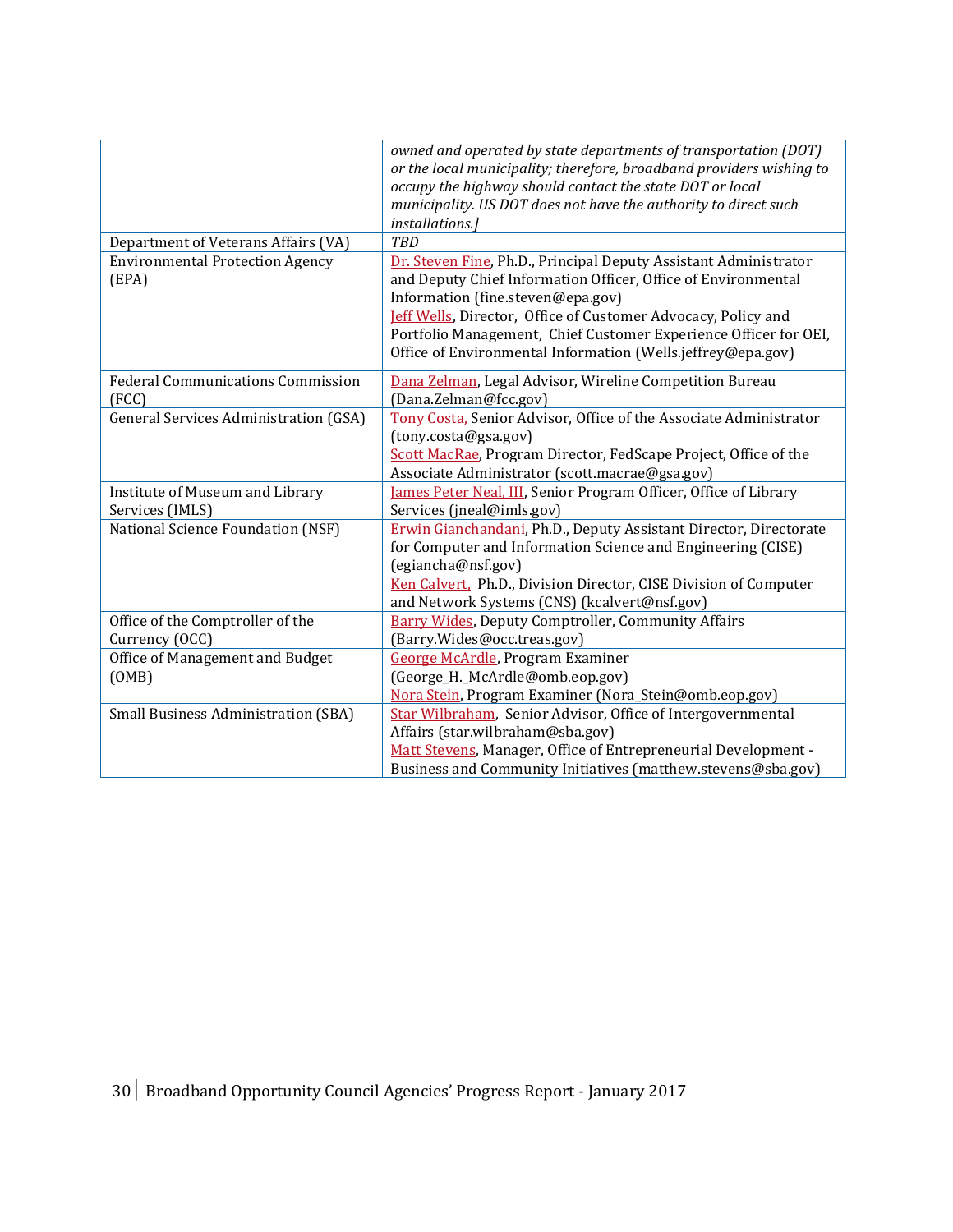| | |
|---|---|
| | *owned and operated by state departments of transportation (DOT) or the local municipality; therefore, broadband providers wishing to occupy the highway should contact the state DOT or local municipality. US DOT does not have the authority to direct such installations.]* |
| Department of Veterans Affairs (VA) | *TBD* |
| Environmental Protection Agency (EPA) | Dr. Steven Fine, Ph.D., Principal Deputy Assistant Administrator and Deputy Chief Information Officer, Office of Environmental Information (fine.steven@epa.gov)<br>Jeff Wells, Director, Office of Customer Advocacy, Policy and Portfolio Management, Chief Customer Experience Officer for OEI, Office of Environmental Information (Wells.jeffrey@epa.gov) |
| Federal Communications Commission (FCC) | Dana Zelman, Legal Advisor, Wireline Competition Bureau (Dana.Zelman@fcc.gov) |
| General Services Administration (GSA) | Tony Costa, Senior Advisor, Office of the Associate Administrator (tony.costa@gsa.gov)<br>Scott MacRae, Program Director, FedScape Project, Office of the Associate Administrator (scott.macrae@gsa.gov) |
| Institute of Museum and Library Services (IMLS) | James Peter Neal, III, Senior Program Officer, Office of Library Services (jneal@imls.gov) |
| National Science Foundation (NSF) | Erwin Gianchandani, Ph.D., Deputy Assistant Director, Directorate for Computer and Information Science and Engineering (CISE) (egiancha@nsf.gov)<br>Ken Calvert, Ph.D., Division Director, CISE Division of Computer and Network Systems (CNS) (kcalvert@nsf.gov) |
| Office of the Comptroller of the Currency (OCC) | Barry Wides, Deputy Comptroller, Community Affairs (Barry.Wides@occ.treas.gov) |
| Office of Management and Budget (OMB) | George McArdle, Program Examiner (George_H._McArdle@omb.eop.gov)<br>Nora Stein, Program Examiner (Nora_Stein@omb.eop.gov) |
| Small Business Administration (SBA) | Star Wilbraham, Senior Advisor, Office of Intergovernmental Affairs (star.wilbraham@sba.gov)<br>Matt Stevens, Manager, Office of Entrepreneurial Development - Business and Community Initiatives (matthew.stevens@sba.gov) |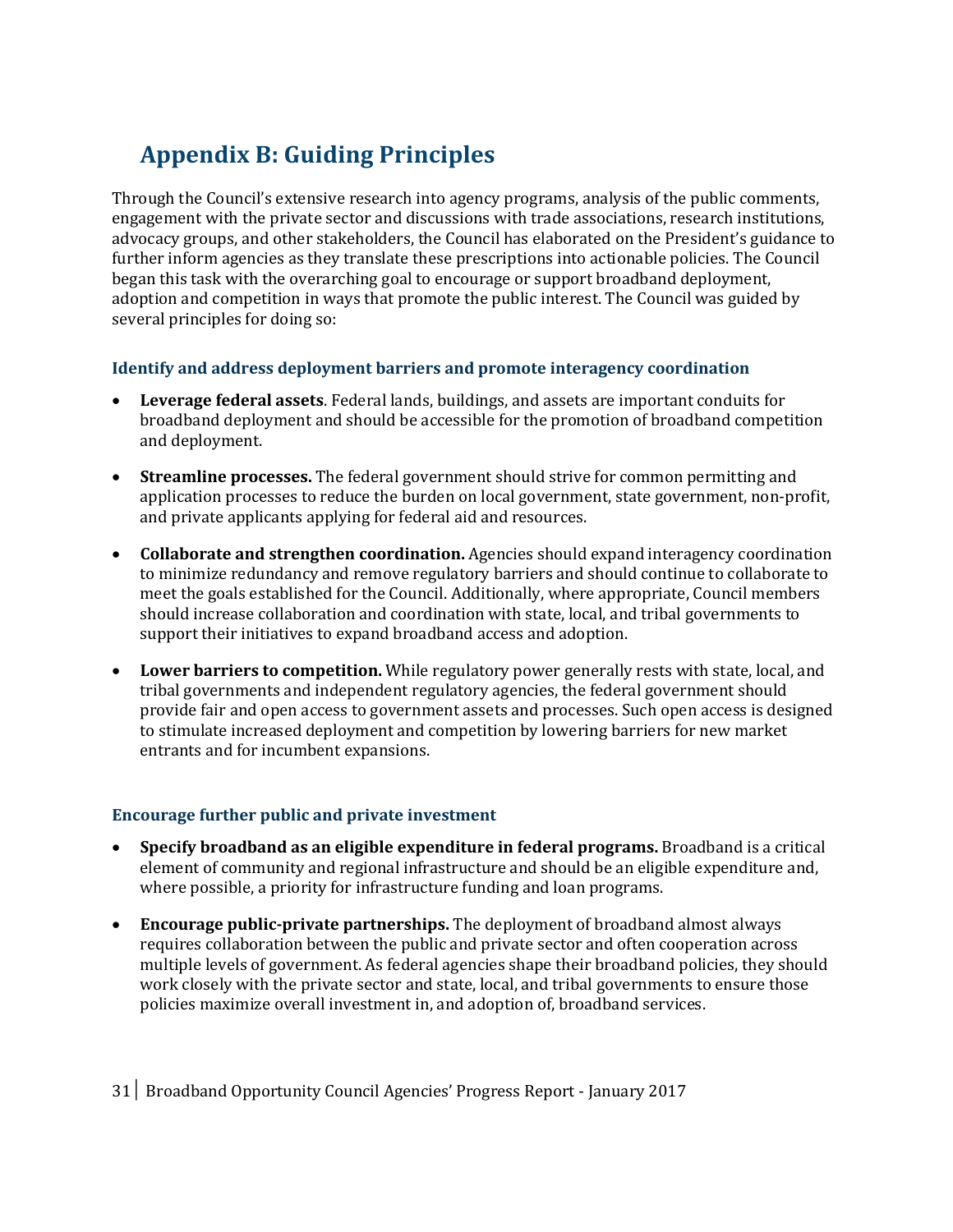# Appendix B: Guiding Principles

Through the Council's extensive research into agency programs, analysis of the public comments, engagement with the private sector and discussions with trade associations, research institutions, advocacy groups, and other stakeholders, the Council has elaborated on the President's guidance to further inform agencies as they translate these prescriptions into actionable policies. The Council began this task with the overarching goal to encourage or support broadband deployment, adoption and competition in ways that promote the public interest. The Council was guided by several principles for doing so:

### Identify and address deployment barriers and promote interagency coordination

- **Leverage federal assets**. Federal lands, buildings, and assets are important conduits for broadband deployment and should be accessible for the promotion of broadband competition and deployment.
- **Streamline processes.** The federal government should strive for common permitting and application processes to reduce the burden on local government, state government, non-profit, and private applicants applying for federal aid and resources.
- **Collaborate and strengthen coordination.** Agencies should expand interagency coordination to minimize redundancy and remove regulatory barriers and should continue to collaborate to meet the goals established for the Council. Additionally, where appropriate, Council members should increase collaboration and coordination with state, local, and tribal governments to support their initiatives to expand broadband access and adoption.
- **Lower barriers to competition.** While regulatory power generally rests with state, local, and tribal governments and independent regulatory agencies, the federal government should provide fair and open access to government assets and processes. Such open access is designed to stimulate increased deployment and competition by lowering barriers for new market entrants and for incumbent expansions.

### Encourage further public and private investment

- **Specify broadband as an eligible expenditure in federal programs.** Broadband is a critical element of community and regional infrastructure and should be an eligible expenditure and, where possible, a priority for infrastructure funding and loan programs.
- **Encourage public-private partnerships.** The deployment of broadband almost always requires collaboration between the public and private sector and often cooperation across multiple levels of government. As federal agencies shape their broadband policies, they should work closely with the private sector and state, local, and tribal governments to ensure those policies maximize overall investment in, and adoption of, broadband services.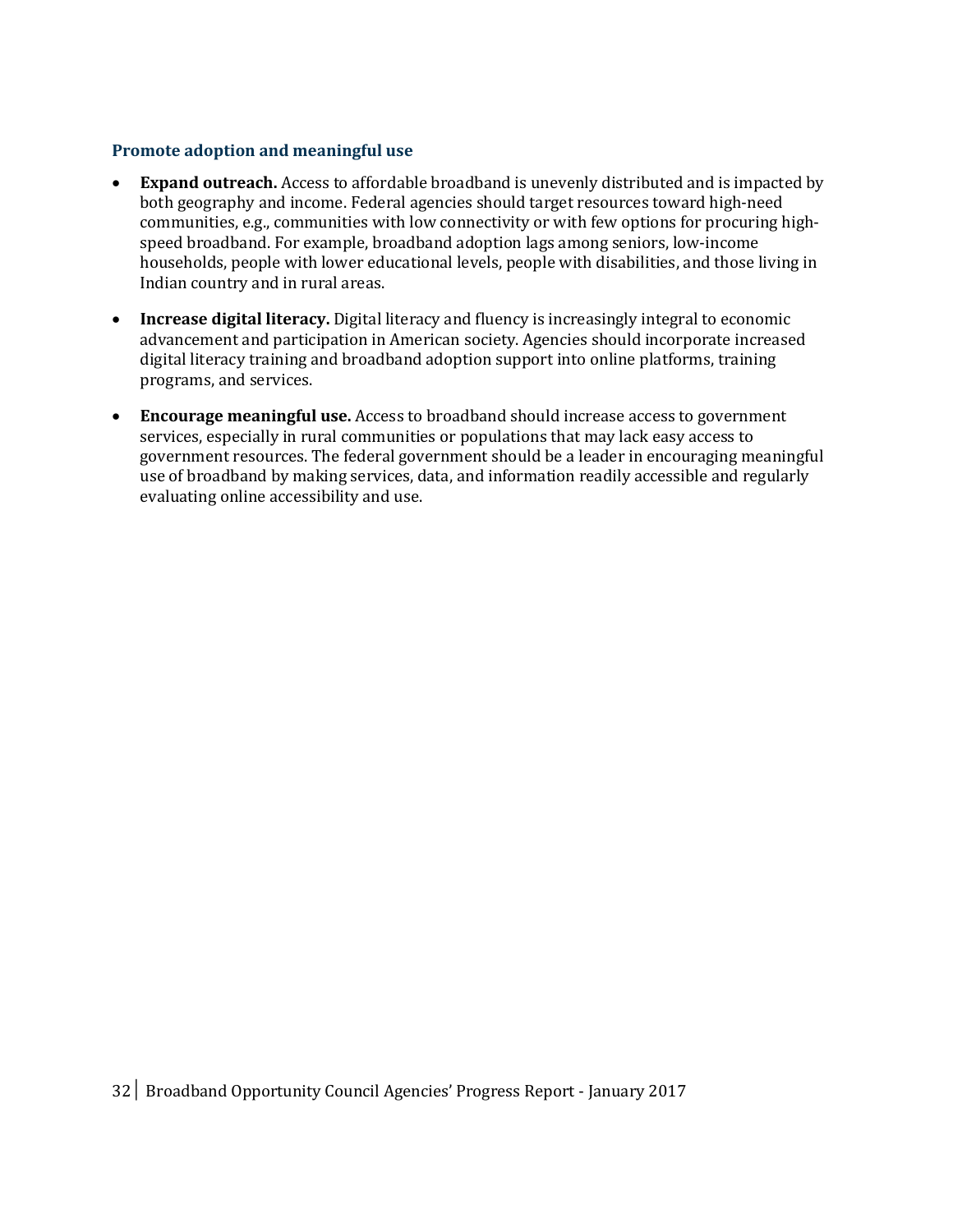### Promote adoption and meaningful use

- **Expand outreach.** Access to affordable broadband is unevenly distributed and is impacted by both geography and income. Federal agencies should target resources toward high-need communities, e.g., communities with low connectivity or with few options for procuring high-speed broadband. For example, broadband adoption lags among seniors, low-income households, people with lower educational levels, people with disabilities, and those living in Indian country and in rural areas.

- **Increase digital literacy.** Digital literacy and fluency is increasingly integral to economic advancement and participation in American society. Agencies should incorporate increased digital literacy training and broadband adoption support into online platforms, training programs, and services.

- **Encourage meaningful use.** Access to broadband should increase access to government services, especially in rural communities or populations that may lack easy access to government resources. The federal government should be a leader in encouraging meaningful use of broadband by making services, data, and information readily accessible and regularly evaluating online accessibility and use.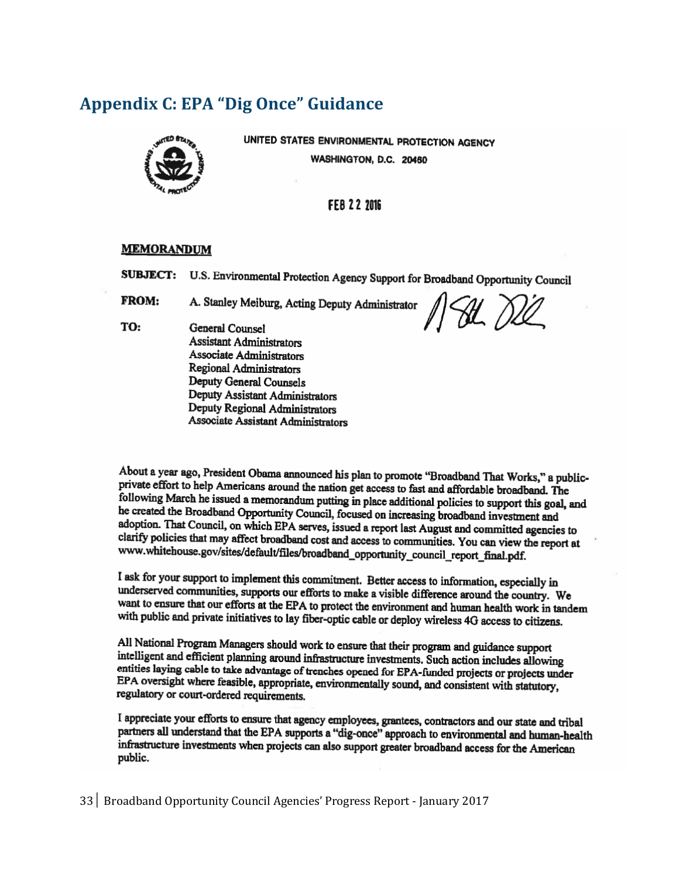## Appendix C: EPA "Dig Once" Guidance

UNITED STATES ENVIRONMENTAL PROTECTION AGENCY

WASHINGTON, D.C. 20460

FEB 22 2016

**MEMORANDUM**

**SUBJECT:** U.S. Environmental Protection Agency Support for Broadband Opportunity Council

**FROM:** A. Stanley Meiburg, Acting Deputy Administrator

**TO:** General Counsel
Assistant Administrators
Associate Administrators
Regional Administrators
Deputy General Counsels
Deputy Assistant Administrators
Deputy Regional Administrators
Associate Assistant Administrators

About a year ago, President Obama announced his plan to promote "Broadband That Works," a public-private effort to help Americans around the nation get access to fast and affordable broadband. The following March he issued a memorandum putting in place additional policies to support this goal, and he created the Broadband Opportunity Council, focused on increasing broadband investment and adoption. That Council, on which EPA serves, issued a report last August and committed agencies to clarify policies that may affect broadband cost and access to communities. You can view the report at www.whitehouse.gov/sites/default/files/broadband_opportunity_council_report_final.pdf.

I ask for your support to implement this commitment. Better access to information, especially in underserved communities, supports our efforts to make a visible difference around the country. We want to ensure that our efforts at the EPA to protect the environment and human health work in tandem with public and private initiatives to lay fiber-optic cable or deploy wireless 4G access to citizens.

All National Program Managers should work to ensure that their program and guidance support intelligent and efficient planning around infrastructure investments. Such action includes allowing entities laying cable to take advantage of trenches opened for EPA-funded projects or projects under EPA oversight where feasible, appropriate, environmentally sound, and consistent with statutory, regulatory or court-ordered requirements.

I appreciate your efforts to ensure that agency employees, grantees, contractors and our state and tribal partners all understand that the EPA supports a "dig-once" approach to environmental and human-health infrastructure investments when projects can also support greater broadband access for the American public.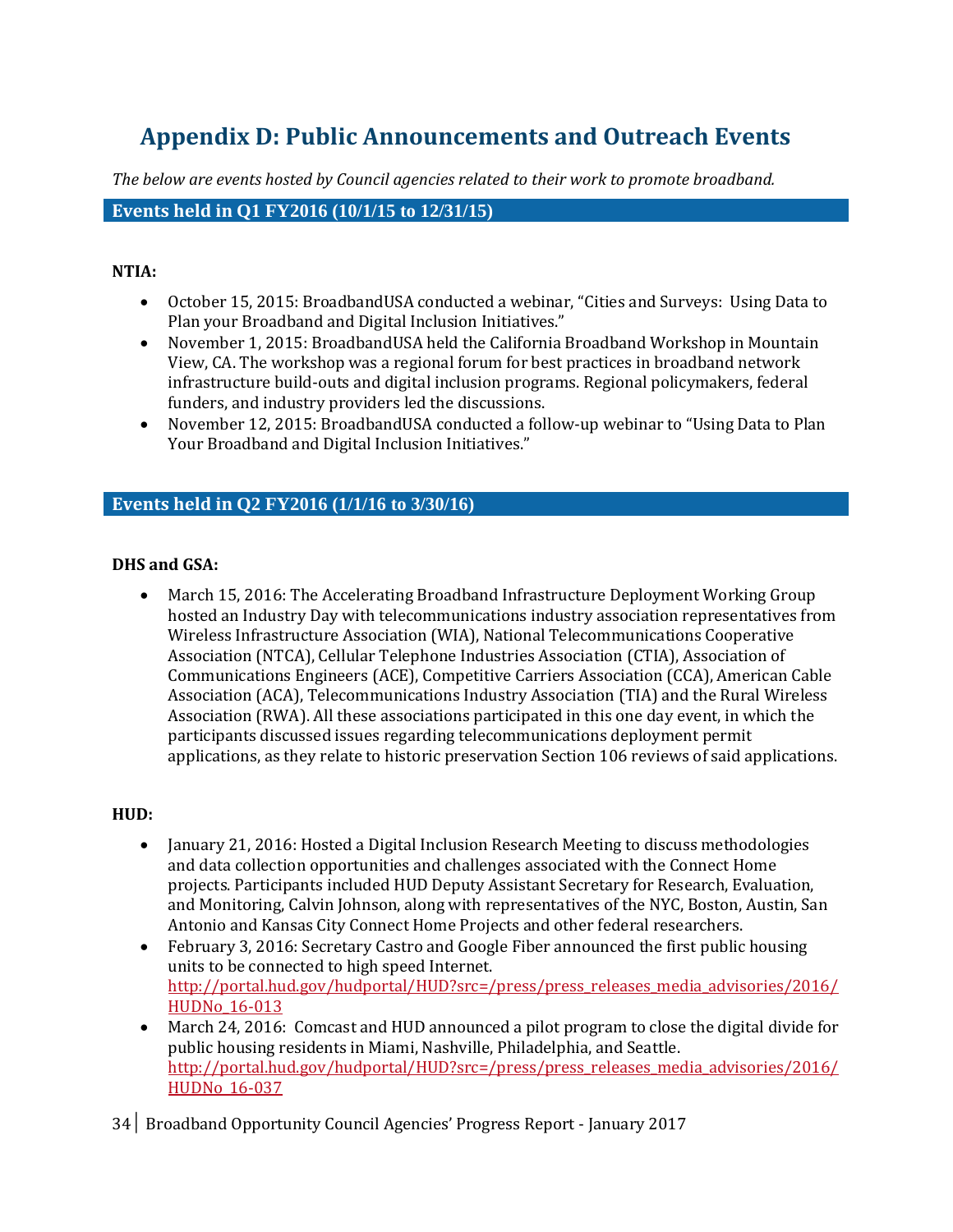# Appendix D: Public Announcements and Outreach Events

*The below are events hosted by Council agencies related to their work to promote broadband.*

## Events held in Q1 FY2016 (10/1/15 to 12/31/15)

**NTIA:**

- October 15, 2015: BroadbandUSA conducted a webinar, "Cities and Surveys: Using Data to Plan your Broadband and Digital Inclusion Initiatives."
- November 1, 2015: BroadbandUSA held the California Broadband Workshop in Mountain View, CA. The workshop was a regional forum for best practices in broadband network infrastructure build-outs and digital inclusion programs. Regional policymakers, federal funders, and industry providers led the discussions.
- November 12, 2015: BroadbandUSA conducted a follow-up webinar to "Using Data to Plan Your Broadband and Digital Inclusion Initiatives."

## Events held in Q2 FY2016 (1/1/16 to 3/30/16)

**DHS and GSA:**

- March 15, 2016: The Accelerating Broadband Infrastructure Deployment Working Group hosted an Industry Day with telecommunications industry association representatives from Wireless Infrastructure Association (WIA), National Telecommunications Cooperative Association (NTCA), Cellular Telephone Industries Association (CTIA), Association of Communications Engineers (ACE), Competitive Carriers Association (CCA), American Cable Association (ACA), Telecommunications Industry Association (TIA) and the Rural Wireless Association (RWA). All these associations participated in this one day event, in which the participants discussed issues regarding telecommunications deployment permit applications, as they relate to historic preservation Section 106 reviews of said applications.

**HUD:**

- January 21, 2016: Hosted a Digital Inclusion Research Meeting to discuss methodologies and data collection opportunities and challenges associated with the Connect Home projects. Participants included HUD Deputy Assistant Secretary for Research, Evaluation, and Monitoring, Calvin Johnson, along with representatives of the NYC, Boston, Austin, San Antonio and Kansas City Connect Home Projects and other federal researchers.
- February 3, 2016: Secretary Castro and Google Fiber announced the first public housing units to be connected to high speed Internet. http://portal.hud.gov/hudportal/HUD?src=/press/press_releases_media_advisories/2016/HUDNo_16-013
- March 24, 2016: Comcast and HUD announced a pilot program to close the digital divide for public housing residents in Miami, Nashville, Philadelphia, and Seattle. http://portal.hud.gov/hudportal/HUD?src=/press/press_releases_media_advisories/2016/HUDNo_16-037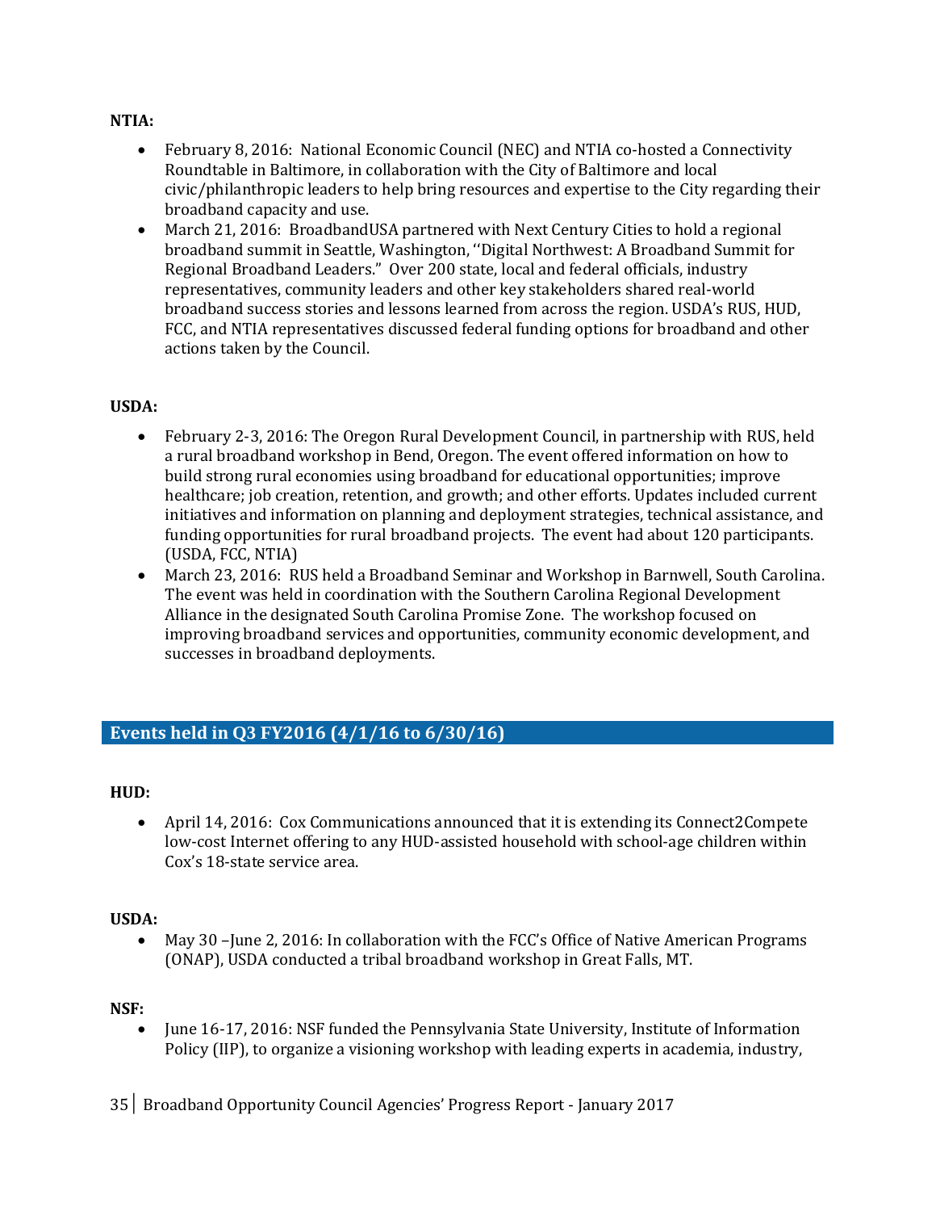**NTIA:**

- February 8, 2016: National Economic Council (NEC) and NTIA co-hosted a Connectivity Roundtable in Baltimore, in collaboration with the City of Baltimore and local civic/philanthropic leaders to help bring resources and expertise to the City regarding their broadband capacity and use.
- March 21, 2016: BroadbandUSA partnered with Next Century Cities to hold a regional broadband summit in Seattle, Washington, ''Digital Northwest: A Broadband Summit for Regional Broadband Leaders." Over 200 state, local and federal officials, industry representatives, community leaders and other key stakeholders shared real-world broadband success stories and lessons learned from across the region. USDA's RUS, HUD, FCC, and NTIA representatives discussed federal funding options for broadband and other actions taken by the Council.

**USDA:**

- February 2-3, 2016: The Oregon Rural Development Council, in partnership with RUS, held a rural broadband workshop in Bend, Oregon. The event offered information on how to build strong rural economies using broadband for educational opportunities; improve healthcare; job creation, retention, and growth; and other efforts. Updates included current initiatives and information on planning and deployment strategies, technical assistance, and funding opportunities for rural broadband projects. The event had about 120 participants. (USDA, FCC, NTIA)
- March 23, 2016: RUS held a Broadband Seminar and Workshop in Barnwell, South Carolina. The event was held in coordination with the Southern Carolina Regional Development Alliance in the designated South Carolina Promise Zone. The workshop focused on improving broadband services and opportunities, community economic development, and successes in broadband deployments.

## Events held in Q3 FY2016 (4/1/16 to 6/30/16)

**HUD:**

- April 14, 2016: Cox Communications announced that it is extending its Connect2Compete low-cost Internet offering to any HUD-assisted household with school-age children within Cox's 18-state service area.

**USDA:**

- May 30 –June 2, 2016: In collaboration with the FCC's Office of Native American Programs (ONAP), USDA conducted a tribal broadband workshop in Great Falls, MT.

**NSF:**

- June 16-17, 2016: NSF funded the Pennsylvania State University, Institute of Information Policy (IIP), to organize a visioning workshop with leading experts in academia, industry,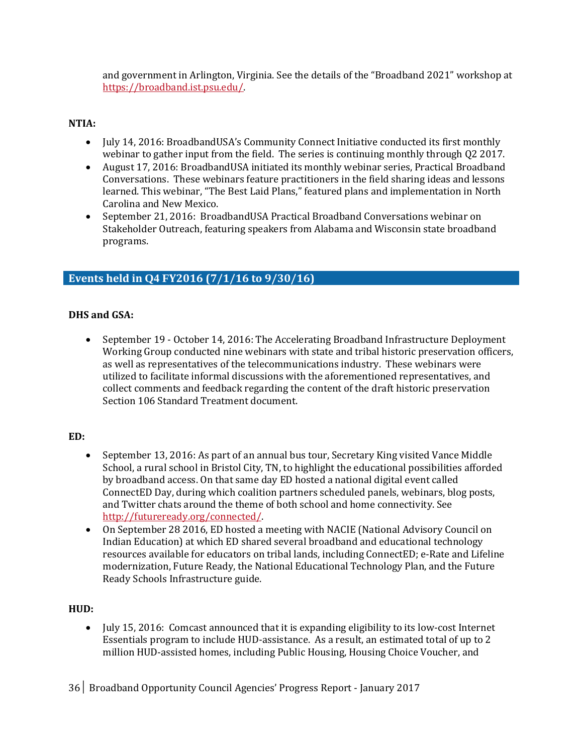and government in Arlington, Virginia. See the details of the "Broadband 2021" workshop at https://broadband.ist.psu.edu/.

**NTIA:**

- July 14, 2016: BroadbandUSA's Community Connect Initiative conducted its first monthly webinar to gather input from the field. The series is continuing monthly through Q2 2017.
- August 17, 2016: BroadbandUSA initiated its monthly webinar series, Practical Broadband Conversations. These webinars feature practitioners in the field sharing ideas and lessons learned. This webinar, "The Best Laid Plans," featured plans and implementation in North Carolina and New Mexico.
- September 21, 2016: BroadbandUSA Practical Broadband Conversations webinar on Stakeholder Outreach, featuring speakers from Alabama and Wisconsin state broadband programs.

## Events held in Q4 FY2016 (7/1/16 to 9/30/16)

**DHS and GSA:**

- September 19 - October 14, 2016: The Accelerating Broadband Infrastructure Deployment Working Group conducted nine webinars with state and tribal historic preservation officers, as well as representatives of the telecommunications industry. These webinars were utilized to facilitate informal discussions with the aforementioned representatives, and collect comments and feedback regarding the content of the draft historic preservation Section 106 Standard Treatment document.

**ED:**

- September 13, 2016: As part of an annual bus tour, Secretary King visited Vance Middle School, a rural school in Bristol City, TN, to highlight the educational possibilities afforded by broadband access. On that same day ED hosted a national digital event called ConnectED Day, during which coalition partners scheduled panels, webinars, blog posts, and Twitter chats around the theme of both school and home connectivity. See http://futureready.org/connected/.
- On September 28 2016, ED hosted a meeting with NACIE (National Advisory Council on Indian Education) at which ED shared several broadband and educational technology resources available for educators on tribal lands, including ConnectED; e-Rate and Lifeline modernization, Future Ready, the National Educational Technology Plan, and the Future Ready Schools Infrastructure guide.

**HUD:**

- July 15, 2016: Comcast announced that it is expanding eligibility to its low-cost Internet Essentials program to include HUD-assistance. As a result, an estimated total of up to 2 million HUD-assisted homes, including Public Housing, Housing Choice Voucher, and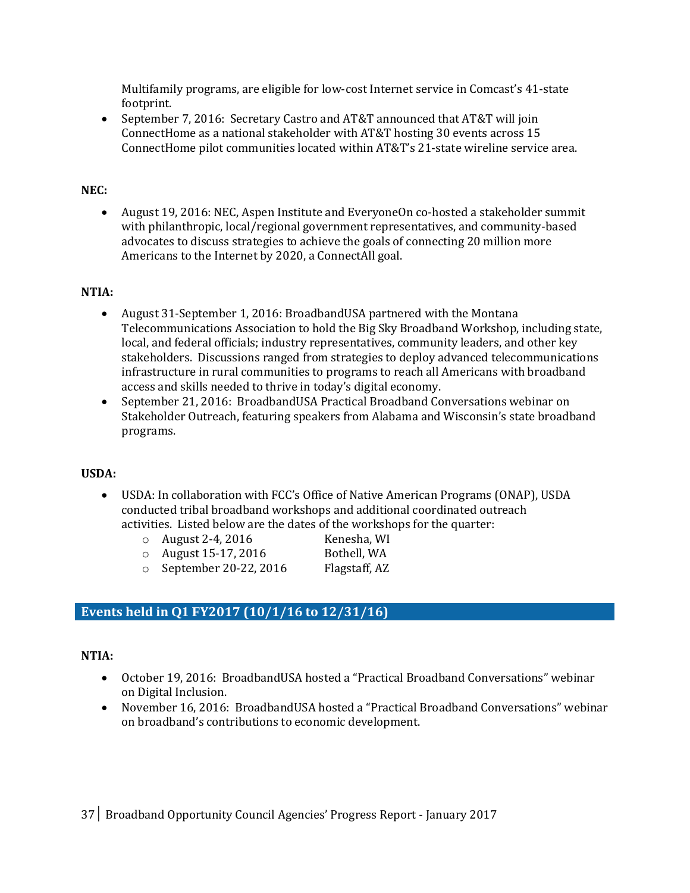Multifamily programs, are eligible for low-cost Internet service in Comcast's 41-state footprint.

- September 7, 2016: Secretary Castro and AT&T announced that AT&T will join ConnectHome as a national stakeholder with AT&T hosting 30 events across 15 ConnectHome pilot communities located within AT&T's 21-state wireline service area.

**NEC:**

- August 19, 2016: NEC, Aspen Institute and EveryoneOn co-hosted a stakeholder summit with philanthropic, local/regional government representatives, and community-based advocates to discuss strategies to achieve the goals of connecting 20 million more Americans to the Internet by 2020, a ConnectAll goal.

**NTIA:**

- August 31-September 1, 2016: BroadbandUSA partnered with the Montana Telecommunications Association to hold the Big Sky Broadband Workshop, including state, local, and federal officials; industry representatives, community leaders, and other key stakeholders. Discussions ranged from strategies to deploy advanced telecommunications infrastructure in rural communities to programs to reach all Americans with broadband access and skills needed to thrive in today's digital economy.
- September 21, 2016: BroadbandUSA Practical Broadband Conversations webinar on Stakeholder Outreach, featuring speakers from Alabama and Wisconsin's state broadband programs.

**USDA:**

- USDA: In collaboration with FCC's Office of Native American Programs (ONAP), USDA conducted tribal broadband workshops and additional coordinated outreach activities. Listed below are the dates of the workshops for the quarter:
  - August 2-4, 2016 Kenesha, WI
  - August 15-17, 2016 Bothell, WA
  - September 20-22, 2016 Flagstaff, AZ

## Events held in Q1 FY2017 (10/1/16 to 12/31/16)

**NTIA:**

- October 19, 2016: BroadbandUSA hosted a "Practical Broadband Conversations" webinar on Digital Inclusion.
- November 16, 2016: BroadbandUSA hosted a "Practical Broadband Conversations" webinar on broadband's contributions to economic development.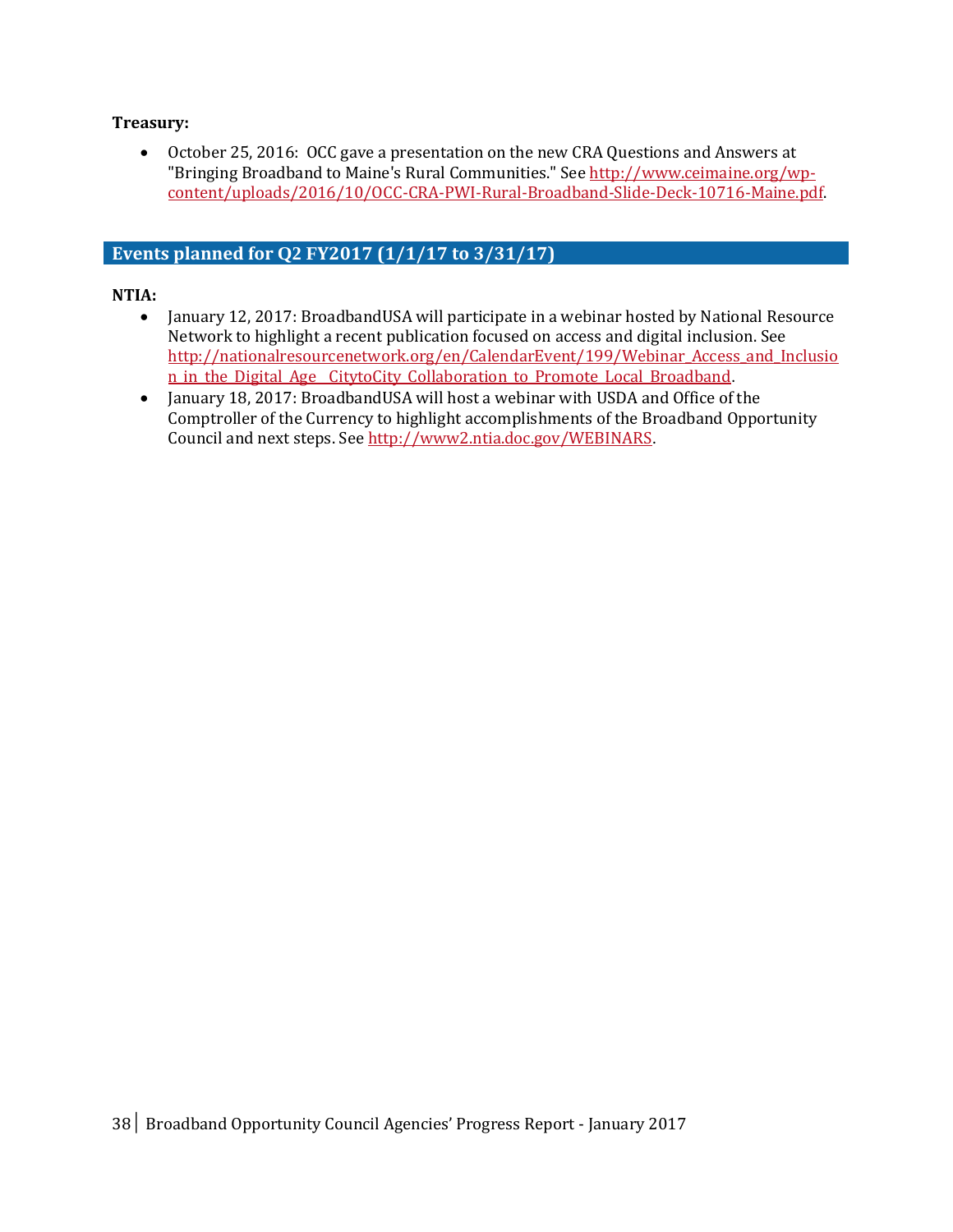**Treasury:**

- October 25, 2016: OCC gave a presentation on the new CRA Questions and Answers at "Bringing Broadband to Maine's Rural Communities." See http://www.ceimaine.org/wp-content/uploads/2016/10/OCC-CRA-PWI-Rural-Broadband-Slide-Deck-10716-Maine.pdf.

## Events planned for Q2 FY2017 (1/1/17 to 3/31/17)

**NTIA:**

- January 12, 2017: BroadbandUSA will participate in a webinar hosted by National Resource Network to highlight a recent publication focused on access and digital inclusion. See http://nationalresourcenetwork.org/en/CalendarEvent/199/Webinar_Access_and_Inclusion_in_the_Digital_Age__CitytoCity_Collaboration_to_Promote_Local_Broadband.
- January 18, 2017: BroadbandUSA will host a webinar with USDA and Office of the Comptroller of the Currency to highlight accomplishments of the Broadband Opportunity Council and next steps. See http://www2.ntia.doc.gov/WEBINARS.